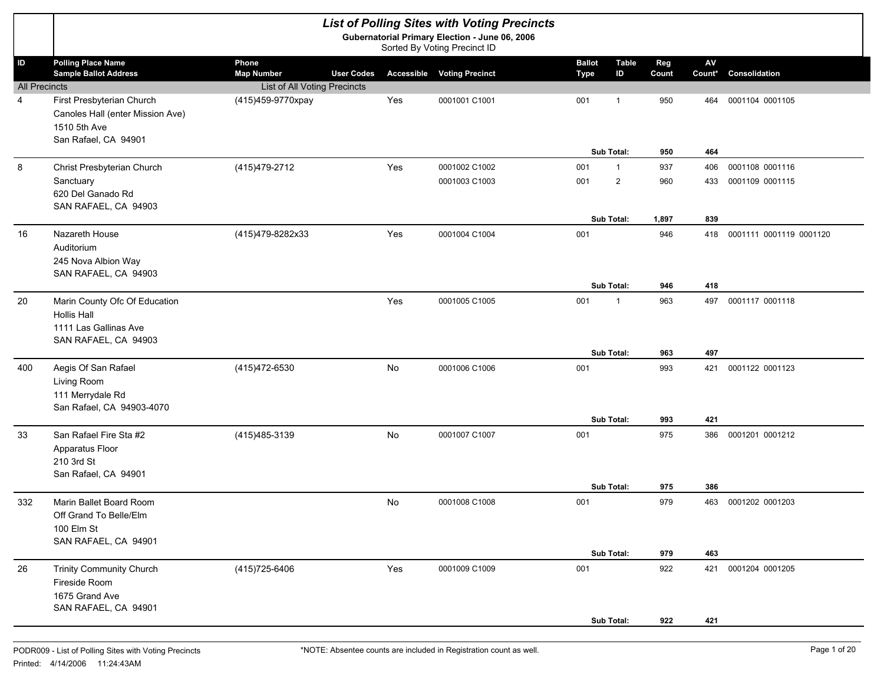# List of Polling Sites with Voting Precincts

**Gubernatorial Primary Election - June 06, 2006**

Sorted By Voting Precinct ID

| ID | Polling Place Name / Sample Ballot Address | Phone / Map Number | User Codes | Accessible | Voting Precinct | Ballot Type | Table ID | Reg Count | AV Count* | Consolidation |
|---|---|---|---|---|---|---|---|---|---|---|
| All Precincts | | List of All Voting Precincts | | | | | | | | |
| 4 | First Presbyterian Church<br>Canoles Hall (enter Mission Ave)<br>1510 5th Ave<br>San Rafael, CA 94901 | (415)459-9770xpay | | Yes | 0001001 C1001 | 001 | 1 | 950 | 464 | 0001104 0001105 |
| | | | | | | | **Sub Total:** | **950** | **464** | |
| 8 | Christ Presbyterian Church<br>Sanctuary<br>620 Del Ganado Rd<br>SAN RAFAEL, CA 94903 | (415)479-2712 | | Yes | 0001002 C1002 | 001 | 1 | 937 | 406 | 0001108 0001116 |
| | | | | | 0001003 C1003 | 001 | 2 | 960 | 433 | 0001109 0001115 |
| | | | | | | | **Sub Total:** | **1,897** | **839** | |
| 16 | Nazareth House<br>Auditorium<br>245 Nova Albion Way<br>SAN RAFAEL, CA 94903 | (415)479-8282x33 | | Yes | 0001004 C1004 | 001 | | 946 | 418 | 0001111 0001119 0001120 |
| | | | | | | | **Sub Total:** | **946** | **418** | |
| 20 | Marin County Ofc Of Education<br>Hollis Hall<br>1111 Las Gallinas Ave<br>SAN RAFAEL, CA 94903 | | | Yes | 0001005 C1005 | 001 | 1 | 963 | 497 | 0001117 0001118 |
| | | | | | | | **Sub Total:** | **963** | **497** | |
| 400 | Aegis Of San Rafael<br>Living Room<br>111 Merrydale Rd<br>San Rafael, CA 94903-4070 | (415)472-6530 | | No | 0001006 C1006 | 001 | | 993 | 421 | 0001122 0001123 |
| | | | | | | | **Sub Total:** | **993** | **421** | |
| 33 | San Rafael Fire Sta #2<br>Apparatus Floor<br>210 3rd St<br>San Rafael, CA 94901 | (415)485-3139 | | No | 0001007 C1007 | 001 | | 975 | 386 | 0001201 0001212 |
| | | | | | | | **Sub Total:** | **975** | **386** | |
| 332 | Marin Ballet Board Room<br>Off Grand To Belle/Elm<br>100 Elm St<br>SAN RAFAEL, CA 94901 | | | No | 0001008 C1008 | 001 | | 979 | 463 | 0001202 0001203 |
| | | | | | | | **Sub Total:** | **979** | **463** | |
| 26 | Trinity Community Church<br>Fireside Room<br>1675 Grand Ave<br>SAN RAFAEL, CA 94901 | (415)725-6406 | | Yes | 0001009 C1009 | 001 | | 922 | 421 | 0001204 0001205 |
| | | | | | | | **Sub Total:** | **922** | **421** | |

PODR009 - List of Polling Sites with Voting Precincts

Printed: 4/14/2006 11:24:43AM

*NOTE: Absentee counts are included in Registration count as well.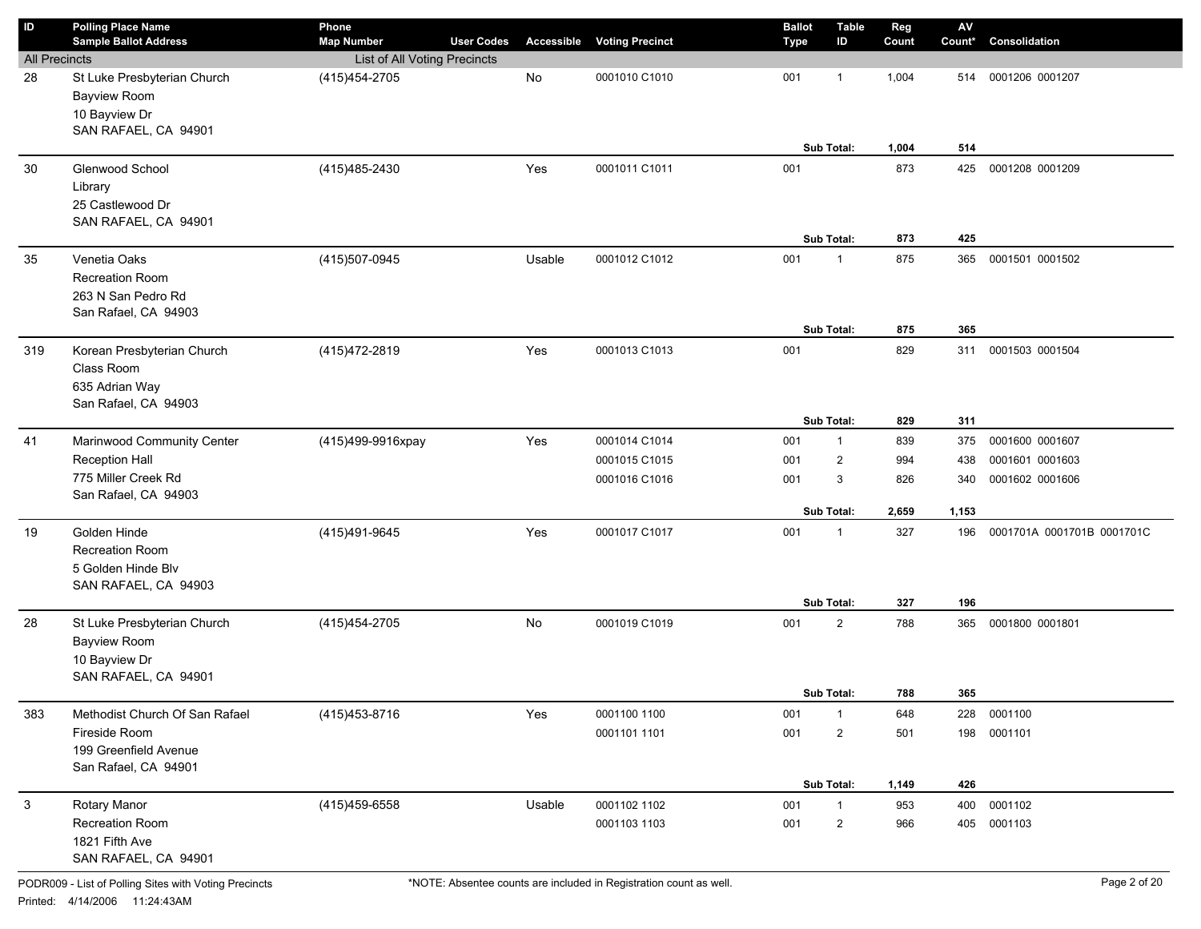| ID | Polling Place Name<br>Sample Ballot Address | Phone<br>Map Number | User Codes | Accessible | Voting Precinct | Ballot Type | Table ID | Reg Count | AV Count* | Consolidation |
|---|---|---|---|---|---|---|---|---|---|---|
| All Precincts | | List of All Voting Precincts | | | | | | | | |
| 28 | St Luke Presbyterian Church<br>Bayview Room<br>10 Bayview Dr<br>SAN RAFAEL, CA 94901 | (415)454-2705 | | No | 0001010 C1010 | 001 | 1 | 1,004 | 514 | 0001206 0001207 |
| | | | | | | | Sub Total: | 1,004 | 514 | |
| 30 | Glenwood School<br>Library<br>25 Castlewood Dr<br>SAN RAFAEL, CA 94901 | (415)485-2430 | | Yes | 0001011 C1011 | 001 | | 873 | 425 | 0001208 0001209 |
| | | | | | | | Sub Total: | 873 | 425 | |
| 35 | Venetia Oaks<br>Recreation Room<br>263 N San Pedro Rd<br>San Rafael, CA 94903 | (415)507-0945 | | Usable | 0001012 C1012 | 001 | 1 | 875 | 365 | 0001501 0001502 |
| | | | | | | | Sub Total: | 875 | 365 | |
| 319 | Korean Presbyterian Church<br>Class Room<br>635 Adrian Way<br>San Rafael, CA 94903 | (415)472-2819 | | Yes | 0001013 C1013 | 001 | | 829 | 311 | 0001503 0001504 |
| | | | | | | | Sub Total: | 829 | 311 | |
| 41 | Marinwood Community Center<br>Reception Hall<br>775 Miller Creek Rd<br>San Rafael, CA 94903 | (415)499-9916xpay | | Yes | 0001014 C1014 | 001 | 1 | 839 | 375 | 0001600 0001607 |
| | | | | | 0001015 C1015 | 001 | 2 | 994 | 438 | 0001601 0001603 |
| | | | | | 0001016 C1016 | 001 | 3 | 826 | 340 | 0001602 0001606 |
| | | | | | | | Sub Total: | 2,659 | 1,153 | |
| 19 | Golden Hinde<br>Recreation Room<br>5 Golden Hinde Blv<br>SAN RAFAEL, CA 94903 | (415)491-9645 | | Yes | 0001017 C1017 | 001 | 1 | 327 | 196 | 0001701A 0001701B 0001701C |
| | | | | | | | Sub Total: | 327 | 196 | |
| 28 | St Luke Presbyterian Church<br>Bayview Room<br>10 Bayview Dr<br>SAN RAFAEL, CA 94901 | (415)454-2705 | | No | 0001019 C1019 | 001 | 2 | 788 | 365 | 0001800 0001801 |
| | | | | | | | Sub Total: | 788 | 365 | |
| 383 | Methodist Church Of San Rafael<br>Fireside Room<br>199 Greenfield Avenue<br>San Rafael, CA 94901 | (415)453-8716 | | Yes | 0001100 1100 | 001 | 1 | 648 | 228 | 0001100 |
| | | | | | 0001101 1101 | 001 | 2 | 501 | 198 | 0001101 |
| | | | | | | | Sub Total: | 1,149 | 426 | |
| 3 | Rotary Manor<br>Recreation Room<br>1821 Fifth Ave<br>SAN RAFAEL, CA 94901 | (415)459-6558 | | Usable | 0001102 1102 | 001 | 1 | 953 | 400 | 0001102 |
| | | | | | 0001103 1103 | 001 | 2 | 966 | 405 | 0001103 |

PODR009 - List of Polling Sites with Voting Precincts

Printed: 4/14/2006 11:24:43AM

*NOTE: Absentee counts are included in Registration count as well.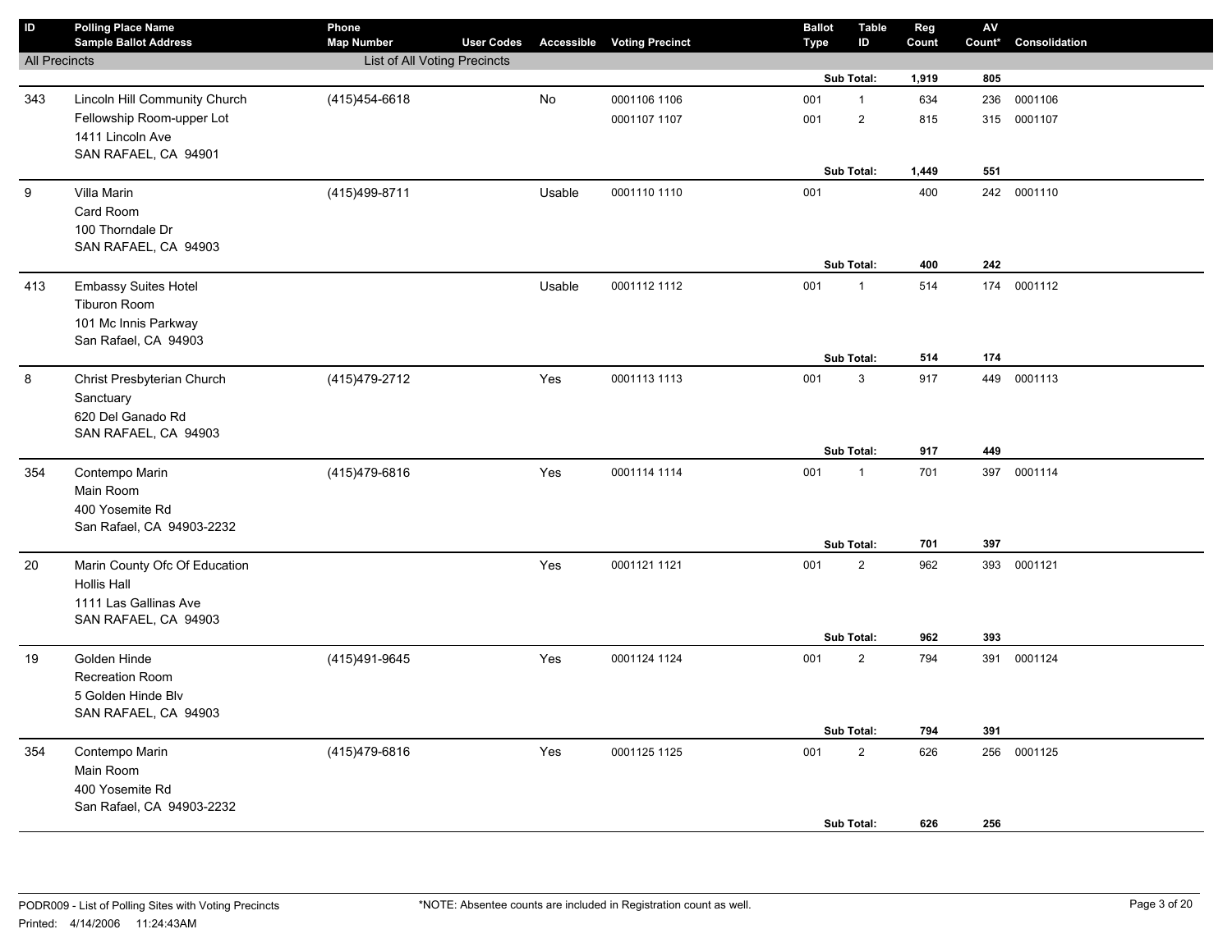| ID | Polling Place Name<br>Sample Ballot Address | Phone<br>Map Number | User Codes | Accessible | Voting Precinct | Ballot Type | Table ID | Reg Count | AV Count* | Consolidation |
|---|---|---|---|---|---|---|---|---|---|---|
| All Precincts | | List of All Voting Precincts | | | | | | | | |
| | | | | | | | **Sub Total:** | **1,919** | **805** | |
| 343 | Lincoln Hill Community Church<br>Fellowship Room-upper Lot<br>1411 Lincoln Ave<br>SAN RAFAEL, CA 94901 | (415)454-6618 | | No | 0001106 1106 | 001 | 1 | 634 | 236 | 0001106 |
| | | | | | 0001107 1107 | 001 | 2 | 815 | 315 | 0001107 |
| | | | | | | | **Sub Total:** | **1,449** | **551** | |
| 9 | Villa Marin<br>Card Room<br>100 Thorndale Dr<br>SAN RAFAEL, CA 94903 | (415)499-8711 | | Usable | 0001110 1110 | 001 | | 400 | 242 | 0001110 |
| | | | | | | | **Sub Total:** | **400** | **242** | |
| 413 | Embassy Suites Hotel<br>Tiburon Room<br>101 Mc Innis Parkway<br>San Rafael, CA 94903 | | | Usable | 0001112 1112 | 001 | 1 | 514 | 174 | 0001112 |
| | | | | | | | **Sub Total:** | **514** | **174** | |
| 8 | Christ Presbyterian Church<br>Sanctuary<br>620 Del Ganado Rd<br>SAN RAFAEL, CA 94903 | (415)479-2712 | | Yes | 0001113 1113 | 001 | 3 | 917 | 449 | 0001113 |
| | | | | | | | **Sub Total:** | **917** | **449** | |
| 354 | Contempo Marin<br>Main Room<br>400 Yosemite Rd<br>San Rafael, CA 94903-2232 | (415)479-6816 | | Yes | 0001114 1114 | 001 | 1 | 701 | 397 | 0001114 |
| | | | | | | | **Sub Total:** | **701** | **397** | |
| 20 | Marin County Ofc Of Education<br>Hollis Hall<br>1111 Las Gallinas Ave<br>SAN RAFAEL, CA 94903 | | | Yes | 0001121 1121 | 001 | 2 | 962 | 393 | 0001121 |
| | | | | | | | **Sub Total:** | **962** | **393** | |
| 19 | Golden Hinde<br>Recreation Room<br>5 Golden Hinde Blv<br>SAN RAFAEL, CA 94903 | (415)491-9645 | | Yes | 0001124 1124 | 001 | 2 | 794 | 391 | 0001124 |
| | | | | | | | **Sub Total:** | **794** | **391** | |
| 354 | Contempo Marin<br>Main Room<br>400 Yosemite Rd<br>San Rafael, CA 94903-2232 | (415)479-6816 | | Yes | 0001125 1125 | 001 | 2 | 626 | 256 | 0001125 |
| | | | | | | | **Sub Total:** | **626** | **256** | |

PODR009 - List of Polling Sites with Voting Precincts

Printed: 4/14/2006 11:24:43AM

*NOTE: Absentee counts are included in Registration count as well.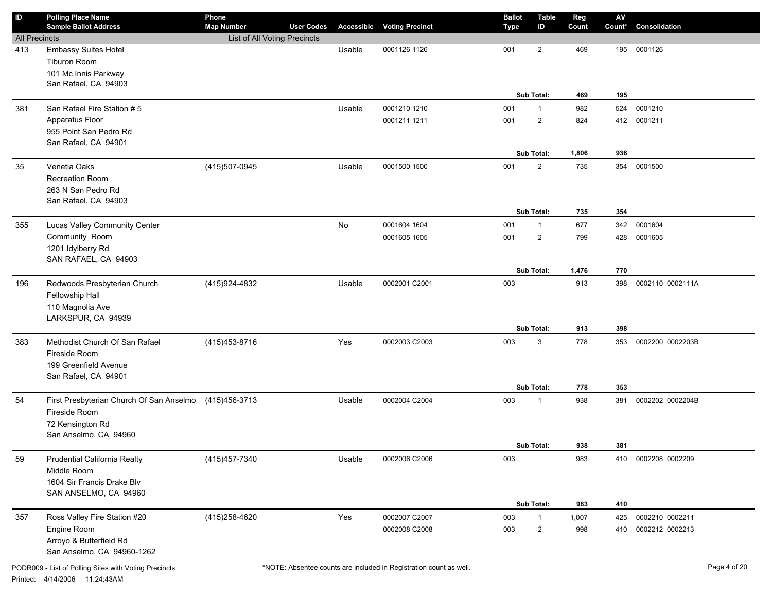| ID | Polling Place Name<br>Sample Ballot Address | Phone<br>Map Number | User Codes | Accessible | Voting Precinct | Ballot Type | Table ID | Reg Count | AV Count* | Consolidation |
|---|---|---|---|---|---|---|---|---|---|---|
| All Precincts | | List of All Voting Precincts | | | | | | | | |
| 413 | Embassy Suites Hotel<br>Tiburon Room<br>101 Mc Innis Parkway<br>San Rafael, CA 94903 | | | Usable | 0001126 1126 | 001 | 2 | 469 | 195 | 0001126 |
| | | | | | | | **Sub Total:** | **469** | **195** | |
| 381 | San Rafael Fire Station # 5<br>Apparatus Floor<br>955 Point San Pedro Rd<br>San Rafael, CA 94901 | | | Usable | 0001210 1210 | 001 | 1 | 982 | 524 | 0001210 |
| | | | | | 0001211 1211 | 001 | 2 | 824 | 412 | 0001211 |
| | | | | | | | **Sub Total:** | **1,806** | **936** | |
| 35 | Venetia Oaks<br>Recreation Room<br>263 N San Pedro Rd<br>San Rafael, CA 94903 | (415)507-0945 | | Usable | 0001500 1500 | 001 | 2 | 735 | 354 | 0001500 |
| | | | | | | | **Sub Total:** | **735** | **354** | |
| 355 | Lucas Valley Community Center<br>Community Room<br>1201 Idylberry Rd<br>SAN RAFAEL, CA 94903 | | | No | 0001604 1604 | 001 | 1 | 677 | 342 | 0001604 |
| | | | | | 0001605 1605 | 001 | 2 | 799 | 428 | 0001605 |
| | | | | | | | **Sub Total:** | **1,476** | **770** | |
| 196 | Redwoods Presbyterian Church<br>Fellowship Hall<br>110 Magnolia Ave<br>LARKSPUR, CA 94939 | (415)924-4832 | | Usable | 0002001 C2001 | 003 | | 913 | 398 | 0002110 0002111A |
| | | | | | | | **Sub Total:** | **913** | **398** | |
| 383 | Methodist Church Of San Rafael<br>Fireside Room<br>199 Greenfield Avenue<br>San Rafael, CA 94901 | (415)453-8716 | | Yes | 0002003 C2003 | 003 | 3 | 778 | 353 | 0002200 0002203B |
| | | | | | | | **Sub Total:** | **778** | **353** | |
| 54 | First Presbyterian Church Of San Anselmo<br>Fireside Room<br>72 Kensington Rd<br>San Anselmo, CA 94960 | (415)456-3713 | | Usable | 0002004 C2004 | 003 | 1 | 938 | 381 | 0002202 0002204B |
| | | | | | | | **Sub Total:** | **938** | **381** | |
| 59 | Prudential California Realty<br>Middle Room<br>1604 Sir Francis Drake Blv<br>SAN ANSELMO, CA 94960 | (415)457-7340 | | Usable | 0002006 C2006 | 003 | | 983 | 410 | 0002208 0002209 |
| | | | | | | | **Sub Total:** | **983** | **410** | |
| 357 | Ross Valley Fire Station #20<br>Engine Room<br>Arroyo & Butterfield Rd<br>San Anselmo, CA 94960-1262 | (415)258-4620 | | Yes | 0002007 C2007 | 003 | 1 | 1,007 | 425 | 0002210 0002211 |
| | | | | | 0002008 C2008 | 003 | 2 | 998 | 410 | 0002212 0002213 |

PODR009 - List of Polling Sites with Voting Precincts

*NOTE: Absentee counts are included in Registration count as well.

Printed: 4/14/2006 11:24:43AM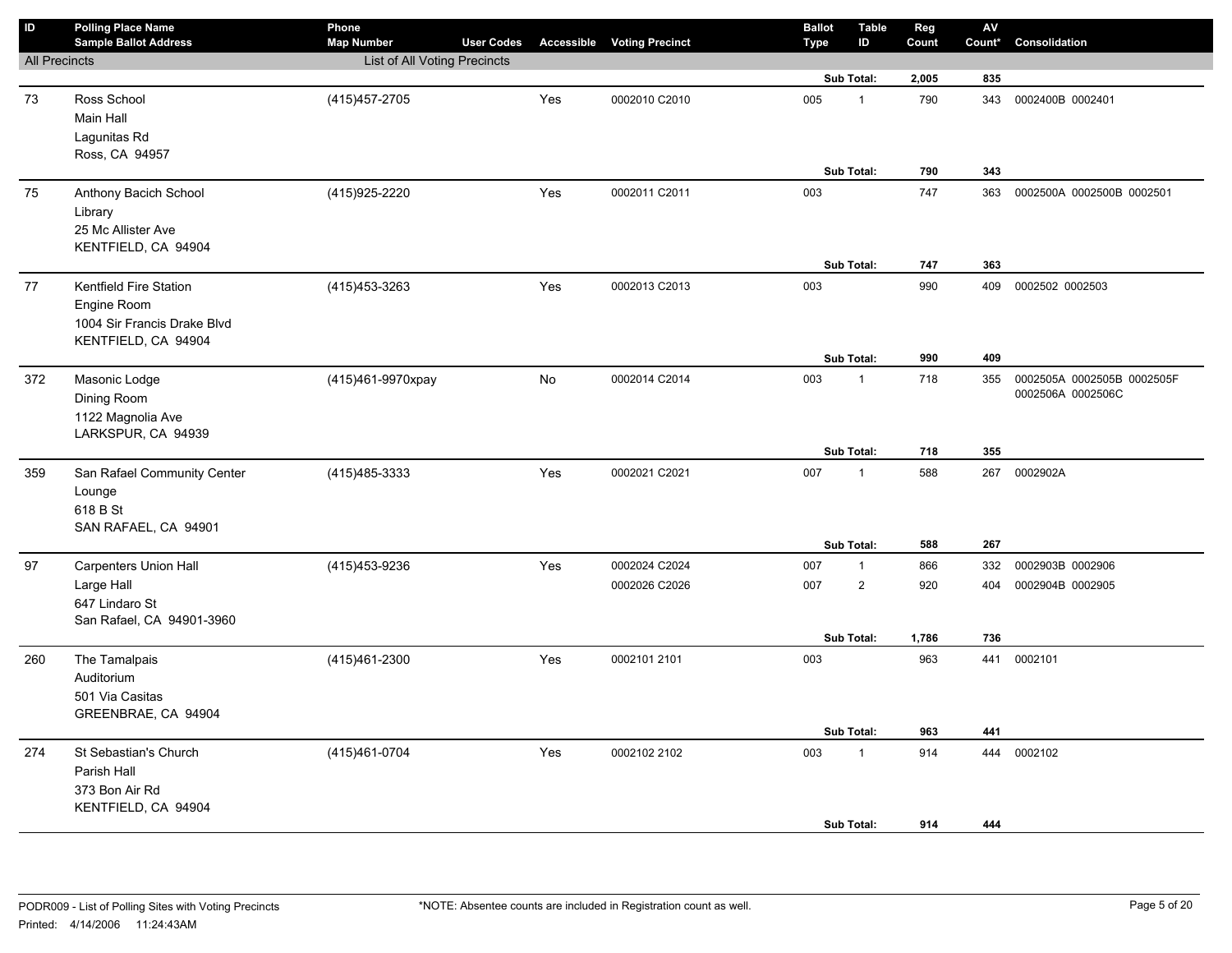| ID | Polling Place Name / Sample Ballot Address | Phone / Map Number | User Codes | Accessible | Voting Precinct | Ballot Type | Table ID | Reg Count | AV Count* | Consolidation |
|---|---|---|---|---|---|---|---|---|---|---|
| All Precincts | | List of All Voting Precincts | | | | | | | | |
| | | | | | | | Sub Total: | 2,005 | 835 | |
| 73 | Ross School<br>Main Hall<br>Lagunitas Rd<br>Ross, CA 94957 | (415)457-2705 | | Yes | 0002010 C2010 | 005 | 1 | 790 | 343 | 0002400B 0002401 |
| | | | | | | | Sub Total: | 790 | 343 | |
| 75 | Anthony Bacich School<br>Library<br>25 Mc Allister Ave<br>KENTFIELD, CA 94904 | (415)925-2220 | | Yes | 0002011 C2011 | 003 | | 747 | 363 | 0002500A 0002500B 0002501 |
| | | | | | | | Sub Total: | 747 | 363 | |
| 77 | Kentfield Fire Station<br>Engine Room<br>1004 Sir Francis Drake Blvd<br>KENTFIELD, CA 94904 | (415)453-3263 | | Yes | 0002013 C2013 | 003 | | 990 | 409 | 0002502 0002503 |
| | | | | | | | Sub Total: | 990 | 409 | |
| 372 | Masonic Lodge<br>Dining Room<br>1122 Magnolia Ave<br>LARKSPUR, CA 94939 | (415)461-9970xpay | | No | 0002014 C2014 | 003 | 1 | 718 | 355 | 0002505A 0002505B 0002505F 0002506A 0002506C |
| | | | | | | | Sub Total: | 718 | 355 | |
| 359 | San Rafael Community Center<br>Lounge<br>618 B St<br>SAN RAFAEL, CA 94901 | (415)485-3333 | | Yes | 0002021 C2021 | 007 | 1 | 588 | 267 | 0002902A |
| | | | | | | | Sub Total: | 588 | 267 | |
| 97 | Carpenters Union Hall<br>Large Hall<br>647 Lindaro St<br>San Rafael, CA 94901-3960 | (415)453-9236 | | Yes | 0002024 C2024 | 007 | 1 | 866 | 332 | 0002903B 0002906 |
| | | | | | 0002026 C2026 | 007 | 2 | 920 | 404 | 0002904B 0002905 |
| | | | | | | | Sub Total: | 1,786 | 736 | |
| 260 | The Tamalpais<br>Auditorium<br>501 Via Casitas<br>GREENBRAE, CA 94904 | (415)461-2300 | | Yes | 0002101 2101 | 003 | | 963 | 441 | 0002101 |
| | | | | | | | Sub Total: | 963 | 441 | |
| 274 | St Sebastian's Church<br>Parish Hall<br>373 Bon Air Rd<br>KENTFIELD, CA 94904 | (415)461-0704 | | Yes | 0002102 2102 | 003 | 1 | 914 | 444 | 0002102 |
| | | | | | | | Sub Total: | 914 | 444 | |

PODR009 - List of Polling Sites with Voting Precincts

Printed: 4/14/2006 11:24:43AM

*NOTE: Absentee counts are included in Registration count as well.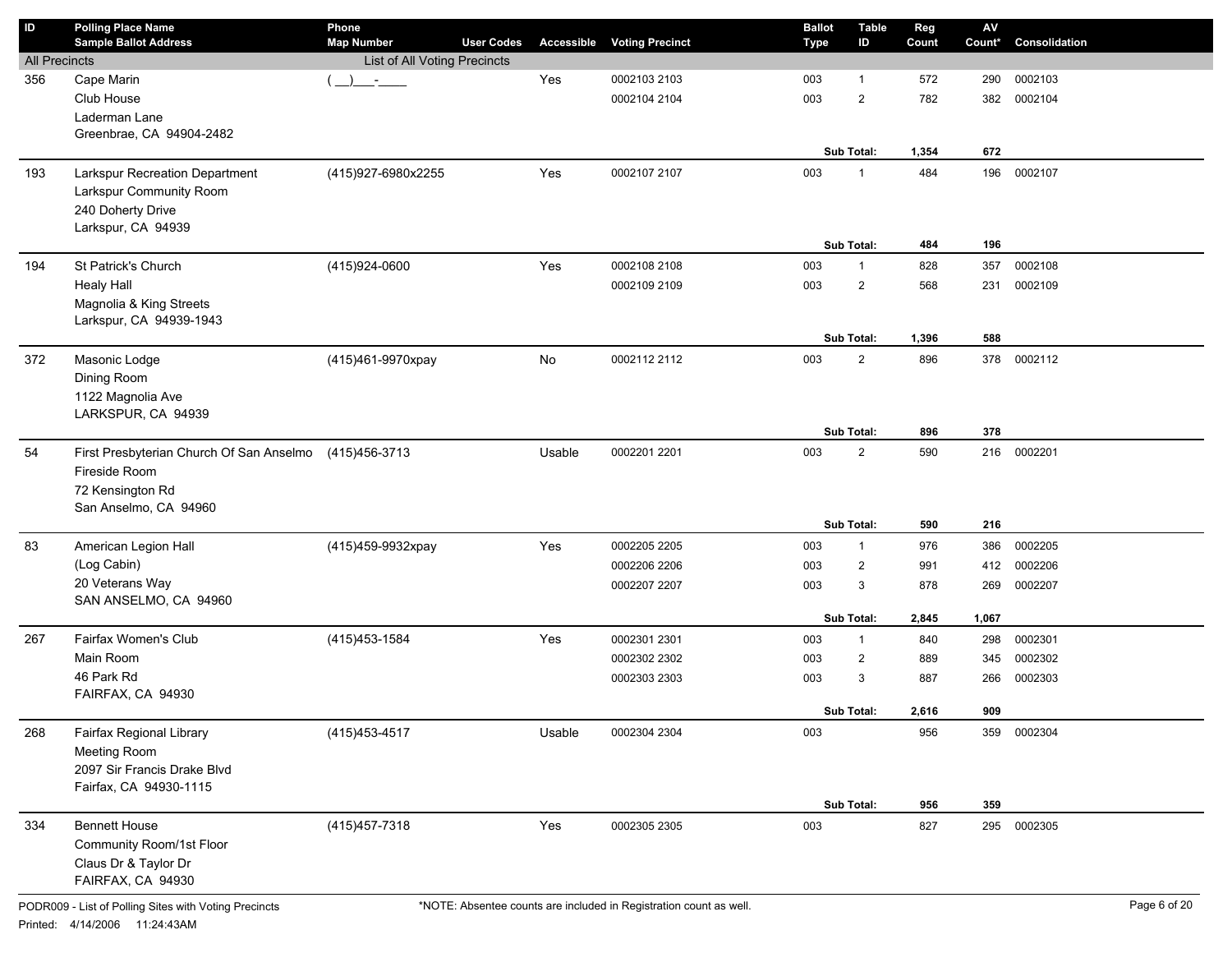| ID | Polling Place Name / Sample Ballot Address | Phone / Map Number | User Codes | Accessible | Voting Precinct | Ballot Type | Table ID | Reg Count | AV Count* | Consolidation |
|---|---|---|---|---|---|---|---|---|---|---|
| All Precincts | | List of All Voting Precincts | | | | | | | | |
| 356 | Cape Marin | ( __)___-____ | | Yes | 0002103 2103 | 003 | 1 | 572 | 290 | 0002103 |
| | Club House | | | | 0002104 2104 | 003 | 2 | 782 | 382 | 0002104 |
| | Laderman Lane | | | | | | | | | |
| | Greenbrae, CA 94904-2482 | | | | | | | | | |
| | | | | | | | **Sub Total:** | **1,354** | **672** | |
| 193 | Larkspur Recreation Department | (415)927-6980x2255 | | Yes | 0002107 2107 | 003 | 1 | 484 | 196 | 0002107 |
| | Larkspur Community Room | | | | | | | | | |
| | 240 Doherty Drive | | | | | | | | | |
| | Larkspur, CA 94939 | | | | | | | | | |
| | | | | | | | **Sub Total:** | **484** | **196** | |
| 194 | St Patrick's Church | (415)924-0600 | | Yes | 0002108 2108 | 003 | 1 | 828 | 357 | 0002108 |
| | Healy Hall | | | | 0002109 2109 | 003 | 2 | 568 | 231 | 0002109 |
| | Magnolia & King Streets | | | | | | | | | |
| | Larkspur, CA 94939-1943 | | | | | | | | | |
| | | | | | | | **Sub Total:** | **1,396** | **588** | |
| 372 | Masonic Lodge | (415)461-9970xpay | | No | 0002112 2112 | 003 | 2 | 896 | 378 | 0002112 |
| | Dining Room | | | | | | | | | |
| | 1122 Magnolia Ave | | | | | | | | | |
| | LARKSPUR, CA 94939 | | | | | | | | | |
| | | | | | | | **Sub Total:** | **896** | **378** | |
| 54 | First Presbyterian Church Of San Anselmo | (415)456-3713 | | Usable | 0002201 2201 | 003 | 2 | 590 | 216 | 0002201 |
| | Fireside Room | | | | | | | | | |
| | 72 Kensington Rd | | | | | | | | | |
| | San Anselmo, CA 94960 | | | | | | | | | |
| | | | | | | | **Sub Total:** | **590** | **216** | |
| 83 | American Legion Hall | (415)459-9932xpay | | Yes | 0002205 2205 | 003 | 1 | 976 | 386 | 0002205 |
| | (Log Cabin) | | | | 0002206 2206 | 003 | 2 | 991 | 412 | 0002206 |
| | 20 Veterans Way | | | | 0002207 2207 | 003 | 3 | 878 | 269 | 0002207 |
| | SAN ANSELMO, CA 94960 | | | | | | | | | |
| | | | | | | | **Sub Total:** | **2,845** | **1,067** | |
| 267 | Fairfax Women's Club | (415)453-1584 | | Yes | 0002301 2301 | 003 | 1 | 840 | 298 | 0002301 |
| | Main Room | | | | 0002302 2302 | 003 | 2 | 889 | 345 | 0002302 |
| | 46 Park Rd | | | | 0002303 2303 | 003 | 3 | 887 | 266 | 0002303 |
| | FAIRFAX, CA 94930 | | | | | | | | | |
| | | | | | | | **Sub Total:** | **2,616** | **909** | |
| 268 | Fairfax Regional Library | (415)453-4517 | | Usable | 0002304 2304 | 003 | | 956 | 359 | 0002304 |
| | Meeting Room | | | | | | | | | |
| | 2097 Sir Francis Drake Blvd | | | | | | | | | |
| | Fairfax, CA 94930-1115 | | | | | | | | | |
| | | | | | | | **Sub Total:** | **956** | **359** | |
| 334 | Bennett House | (415)457-7318 | | Yes | 0002305 2305 | 003 | | 827 | 295 | 0002305 |
| | Community Room/1st Floor | | | | | | | | | |
| | Claus Dr & Taylor Dr | | | | | | | | | |
| | FAIRFAX, CA 94930 | | | | | | | | | |

PODR009 - List of Polling Sites with Voting Precincts

Printed: 4/14/2006 11:24:43AM

*NOTE: Absentee counts are included in Registration count as well.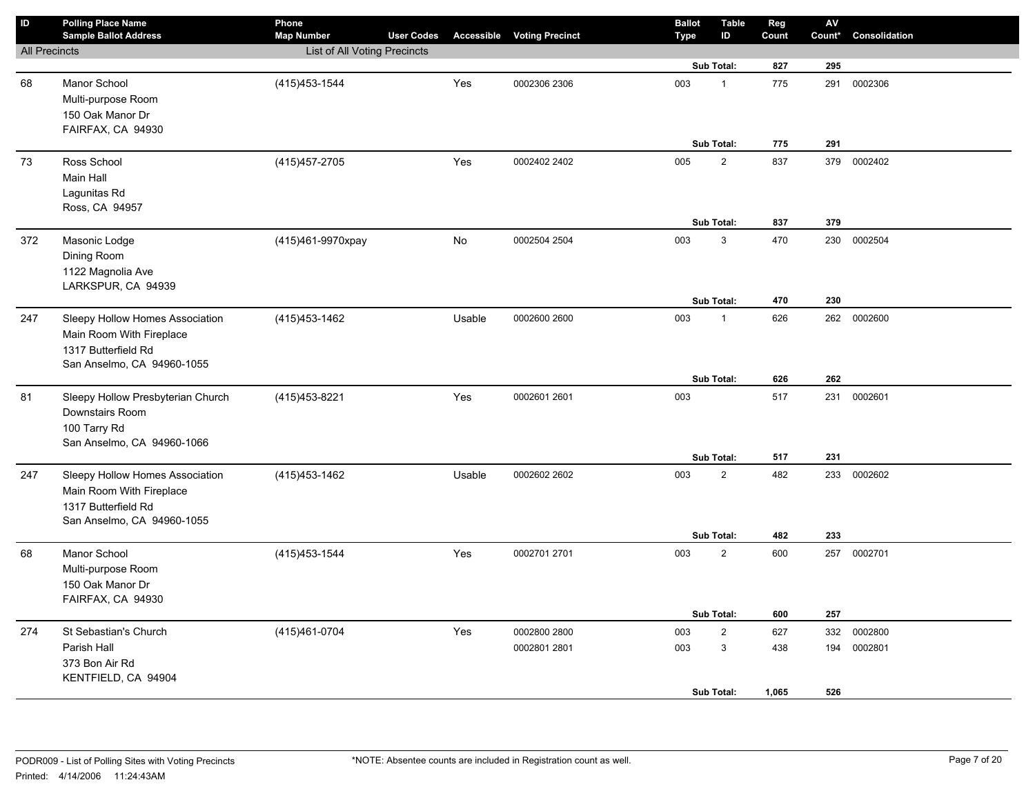| ID | Polling Place Name<br>Sample Ballot Address | Phone<br>Map Number | User Codes | Accessible | Voting Precinct | Ballot Type | Table ID | Reg Count | AV Count* | Consolidation |
|---|---|---|---|---|---|---|---|---|---|---|
| All Precincts | | List of All Voting Precincts | | | | | | | | |
| | | | | | | | **Sub Total:** | **827** | **295** | |
| 68 | Manor School<br>Multi-purpose Room<br>150 Oak Manor Dr<br>FAIRFAX, CA 94930 | (415)453-1544 | | Yes | 0002306 2306 | 003 | 1 | 775 | 291 | 0002306 |
| | | | | | | | **Sub Total:** | **775** | **291** | |
| 73 | Ross School<br>Main Hall<br>Lagunitas Rd<br>Ross, CA 94957 | (415)457-2705 | | Yes | 0002402 2402 | 005 | 2 | 837 | 379 | 0002402 |
| | | | | | | | **Sub Total:** | **837** | **379** | |
| 372 | Masonic Lodge<br>Dining Room<br>1122 Magnolia Ave<br>LARKSPUR, CA 94939 | (415)461-9970xpay | | No | 0002504 2504 | 003 | 3 | 470 | 230 | 0002504 |
| | | | | | | | **Sub Total:** | **470** | **230** | |
| 247 | Sleepy Hollow Homes Association<br>Main Room With Fireplace<br>1317 Butterfield Rd<br>San Anselmo, CA 94960-1055 | (415)453-1462 | | Usable | 0002600 2600 | 003 | 1 | 626 | 262 | 0002600 |
| | | | | | | | **Sub Total:** | **626** | **262** | |
| 81 | Sleepy Hollow Presbyterian Church<br>Downstairs Room<br>100 Tarry Rd<br>San Anselmo, CA 94960-1066 | (415)453-8221 | | Yes | 0002601 2601 | 003 | | 517 | 231 | 0002601 |
| | | | | | | | **Sub Total:** | **517** | **231** | |
| 247 | Sleepy Hollow Homes Association<br>Main Room With Fireplace<br>1317 Butterfield Rd<br>San Anselmo, CA 94960-1055 | (415)453-1462 | | Usable | 0002602 2602 | 003 | 2 | 482 | 233 | 0002602 |
| | | | | | | | **Sub Total:** | **482** | **233** | |
| 68 | Manor School<br>Multi-purpose Room<br>150 Oak Manor Dr<br>FAIRFAX, CA 94930 | (415)453-1544 | | Yes | 0002701 2701 | 003 | 2 | 600 | 257 | 0002701 |
| | | | | | | | **Sub Total:** | **600** | **257** | |
| 274 | St Sebastian's Church<br>Parish Hall<br>373 Bon Air Rd<br>KENTFIELD, CA 94904 | (415)461-0704 | | Yes | 0002800 2800 | 003 | 2 | 627 | 332 | 0002800 |
| | | | | | 0002801 2801 | 003 | 3 | 438 | 194 | 0002801 |
| | | | | | | | **Sub Total:** | **1,065** | **526** | |

PODR009 - List of Polling Sites with Voting Precincts
Printed: 4/14/2006 11:24:43AM

*NOTE: Absentee counts are included in Registration count as well.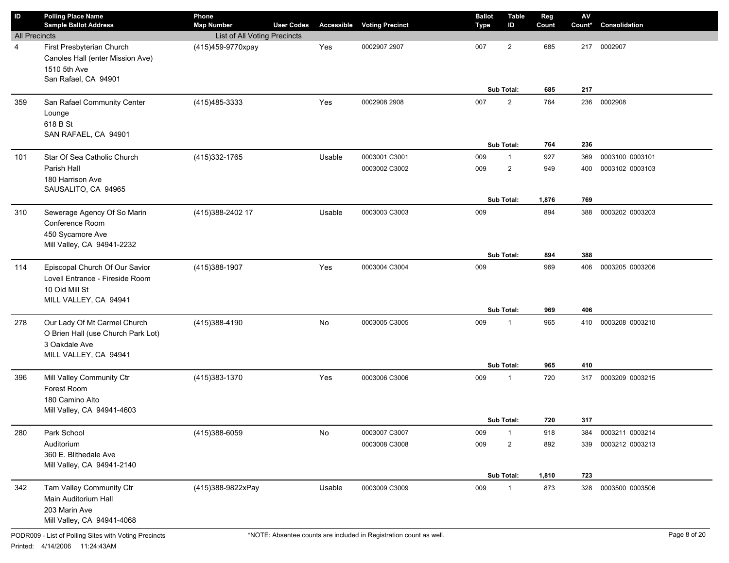| ID | Polling Place Name<br>Sample Ballot Address | Phone<br>Map Number | User Codes | Accessible | Voting Precinct | Ballot Type | Table ID | Reg Count | AV Count* | Consolidation |
|---|---|---|---|---|---|---|---|---|---|---|
| All Precincts | | List of All Voting Precincts | | | | | | | | |
| 4 | First Presbyterian Church<br>Canoles Hall (enter Mission Ave)<br>1510 5th Ave<br>San Rafael, CA 94901 | (415)459-9770xpay | | Yes | 0002907 2907 | 007 | 2 | 685 | 217 | 0002907 |
| | | | | | | | Sub Total: | 685 | 217 | |
| 359 | San Rafael Community Center<br>Lounge<br>618 B St<br>SAN RAFAEL, CA 94901 | (415)485-3333 | | Yes | 0002908 2908 | 007 | 2 | 764 | 236 | 0002908 |
| | | | | | | | Sub Total: | 764 | 236 | |
| 101 | Star Of Sea Catholic Church<br>Parish Hall<br>180 Harrison Ave<br>SAUSALITO, CA 94965 | (415)332-1765 | | Usable | 0003001 C3001 | 009 | 1 | 927 | 369 | 0003100 0003101 |
| | | | | | 0003002 C3002 | 009 | 2 | 949 | 400 | 0003102 0003103 |
| | | | | | | | Sub Total: | 1,876 | 769 | |
| 310 | Sewerage Agency Of So Marin<br>Conference Room<br>450 Sycamore Ave<br>Mill Valley, CA 94941-2232 | (415)388-2402 17 | | Usable | 0003003 C3003 | 009 | | 894 | 388 | 0003202 0003203 |
| | | | | | | | Sub Total: | 894 | 388 | |
| 114 | Episcopal Church Of Our Savior<br>Lovell Entrance - Fireside Room<br>10 Old Mill St<br>MILL VALLEY, CA 94941 | (415)388-1907 | | Yes | 0003004 C3004 | 009 | | 969 | 406 | 0003205 0003206 |
| | | | | | | | Sub Total: | 969 | 406 | |
| 278 | Our Lady Of Mt Carmel Church<br>O Brien Hall (use Church Park Lot)<br>3 Oakdale Ave<br>MILL VALLEY, CA 94941 | (415)388-4190 | | No | 0003005 C3005 | 009 | 1 | 965 | 410 | 0003208 0003210 |
| | | | | | | | Sub Total: | 965 | 410 | |
| 396 | Mill Valley Community Ctr<br>Forest Room<br>180 Camino Alto<br>Mill Valley, CA 94941-4603 | (415)383-1370 | | Yes | 0003006 C3006 | 009 | 1 | 720 | 317 | 0003209 0003215 |
| | | | | | | | Sub Total: | 720 | 317 | |
| 280 | Park School<br>Auditorium<br>360 E. Blithedale Ave<br>Mill Valley, CA 94941-2140 | (415)388-6059 | | No | 0003007 C3007 | 009 | 1 | 918 | 384 | 0003211 0003214 |
| | | | | | 0003008 C3008 | 009 | 2 | 892 | 339 | 0003212 0003213 |
| | | | | | | | Sub Total: | 1,810 | 723 | |
| 342 | Tam Valley Community Ctr<br>Main Auditorium Hall<br>203 Marin Ave<br>Mill Valley, CA 94941-4068 | (415)388-9822xPay | | Usable | 0003009 C3009 | 009 | 1 | 873 | 328 | 0003500 0003506 |

PODR009 - List of Polling Sites with Voting Precincts

Printed: 4/14/2006 11:24:43AM

*NOTE: Absentee counts are included in Registration count as well.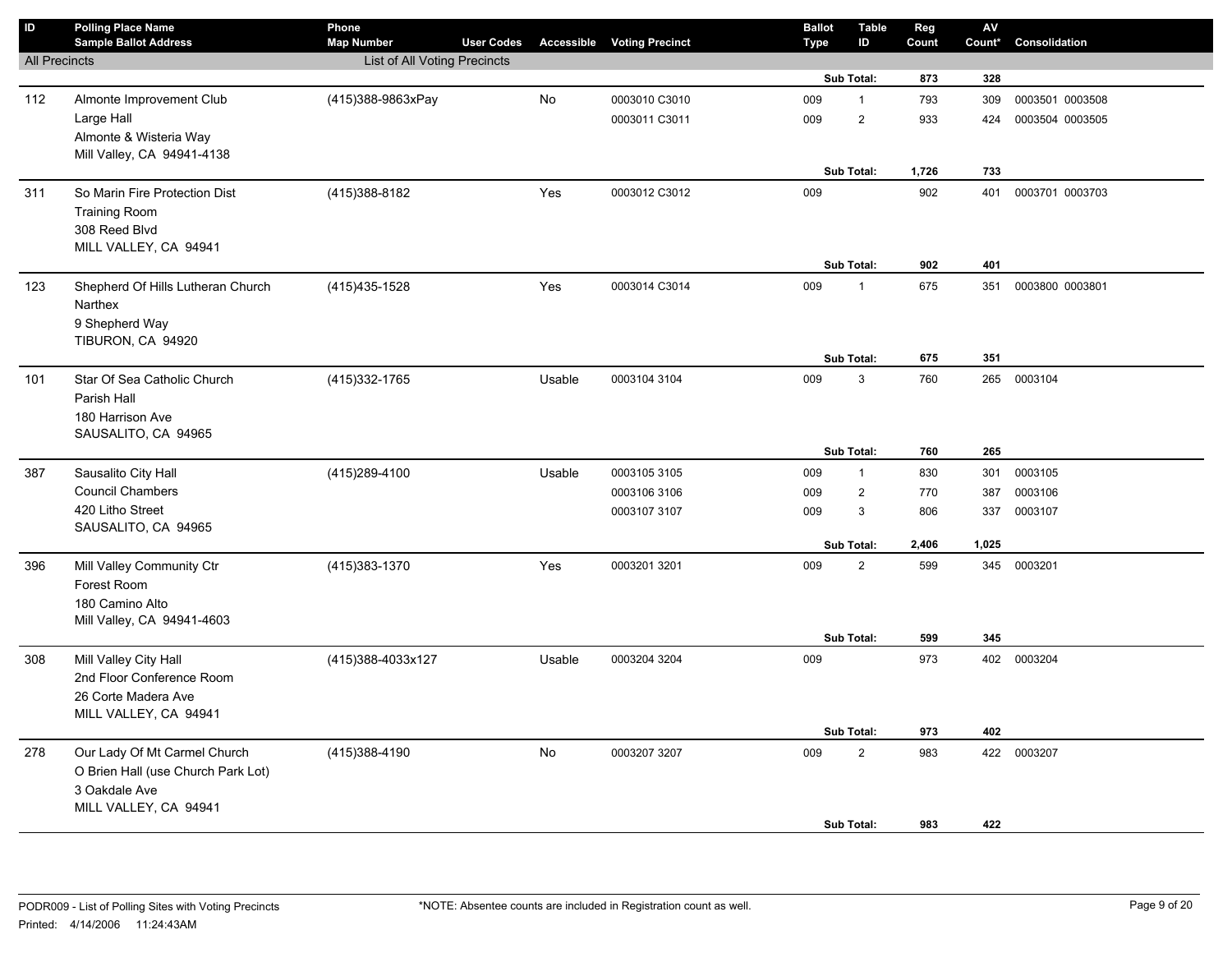| ID | Polling Place Name<br>Sample Ballot Address | Phone<br>Map Number | User Codes | Accessible | Voting Precinct | Ballot Type | Table ID | Reg Count | AV Count* | Consolidation |
|---|---|---|---|---|---|---|---|---|---|---|
| All Precincts | | List of All Voting Precincts | | | | | | | | |
| | | | | | | | Sub Total: | **873** | **328** | |
| 112 | Almonte Improvement Club<br>Large Hall<br>Almonte & Wisteria Way<br>Mill Valley, CA 94941-4138 | (415)388-9863xPay | | No | 0003010 C3010 | 009 | 1 | 793 | 309 | 0003501 0003508 |
| | | | | | 0003011 C3011 | 009 | 2 | 933 | 424 | 0003504 0003505 |
| | | | | | | | Sub Total: | **1,726** | **733** | |
| 311 | So Marin Fire Protection Dist<br>Training Room<br>308 Reed Blvd<br>MILL VALLEY, CA 94941 | (415)388-8182 | | Yes | 0003012 C3012 | 009 | | 902 | 401 | 0003701 0003703 |
| | | | | | | | Sub Total: | **902** | **401** | |
| 123 | Shepherd Of Hills Lutheran Church<br>Narthex<br>9 Shepherd Way<br>TIBURON, CA 94920 | (415)435-1528 | | Yes | 0003014 C3014 | 009 | 1 | 675 | 351 | 0003800 0003801 |
| | | | | | | | Sub Total: | **675** | **351** | |
| 101 | Star Of Sea Catholic Church<br>Parish Hall<br>180 Harrison Ave<br>SAUSALITO, CA 94965 | (415)332-1765 | | Usable | 0003104 3104 | 009 | 3 | 760 | 265 | 0003104 |
| | | | | | | | Sub Total: | **760** | **265** | |
| 387 | Sausalito City Hall<br>Council Chambers<br>420 Litho Street<br>SAUSALITO, CA 94965 | (415)289-4100 | | Usable | 0003105 3105 | 009 | 1 | 830 | 301 | 0003105 |
| | | | | | 0003106 3106 | 009 | 2 | 770 | 387 | 0003106 |
| | | | | | 0003107 3107 | 009 | 3 | 806 | 337 | 0003107 |
| | | | | | | | Sub Total: | **2,406** | **1,025** | |
| 396 | Mill Valley Community Ctr<br>Forest Room<br>180 Camino Alto<br>Mill Valley, CA 94941-4603 | (415)383-1370 | | Yes | 0003201 3201 | 009 | 2 | 599 | 345 | 0003201 |
| | | | | | | | Sub Total: | **599** | **345** | |
| 308 | Mill Valley City Hall<br>2nd Floor Conference Room<br>26 Corte Madera Ave<br>MILL VALLEY, CA 94941 | (415)388-4033x127 | | Usable | 0003204 3204 | 009 | | 973 | 402 | 0003204 |
| | | | | | | | Sub Total: | **973** | **402** | |
| 278 | Our Lady Of Mt Carmel Church<br>O Brien Hall (use Church Park Lot)<br>3 Oakdale Ave<br>MILL VALLEY, CA 94941 | (415)388-4190 | | No | 0003207 3207 | 009 | 2 | 983 | 422 | 0003207 |
| | | | | | | | Sub Total: | **983** | **422** | |

PODR009 - List of Polling Sites with Voting Precincts

Printed: 4/14/2006 11:24:43AM

*NOTE: Absentee counts are included in Registration count as well.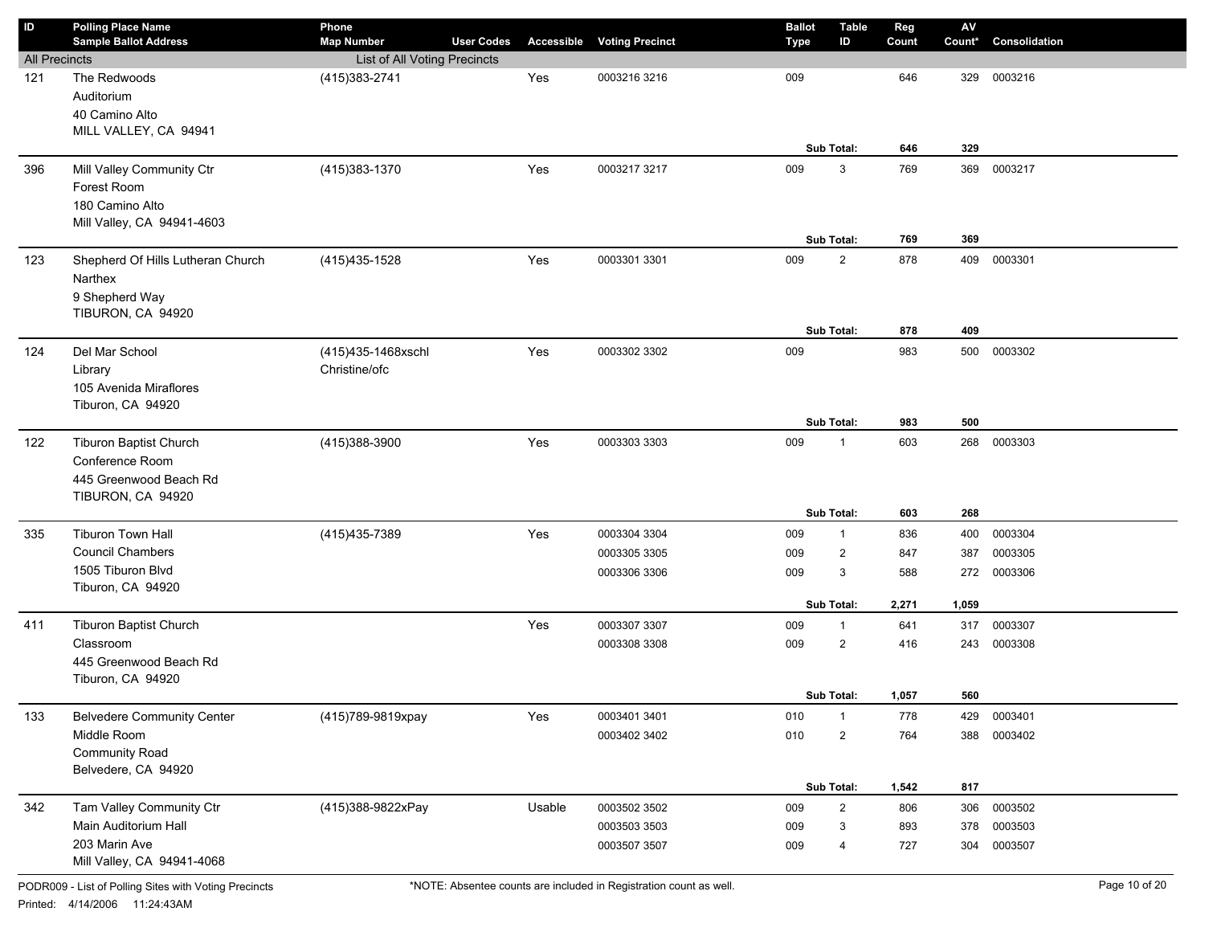| ID | Polling Place Name<br>Sample Ballot Address | Phone<br>Map Number | User Codes | Accessible | Voting Precinct | Ballot Type | Table ID | Reg Count | AV Count* | Consolidation |
|---|---|---|---|---|---|---|---|---|---|---|
| All Precincts | | List of All Voting Precincts | | | | | | | | |
| 121 | The Redwoods<br>Auditorium<br>40 Camino Alto<br>MILL VALLEY, CA 94941 | (415)383-2741 | | Yes | 0003216 3216 | 009 | | 646 | 329 | 0003216 |
| | | | | | | | **Sub Total:** | **646** | **329** | |
| 396 | Mill Valley Community Ctr<br>Forest Room<br>180 Camino Alto<br>Mill Valley, CA 94941-4603 | (415)383-1370 | | Yes | 0003217 3217 | 009 | 3 | 769 | 369 | 0003217 |
| | | | | | | | **Sub Total:** | **769** | **369** | |
| 123 | Shepherd Of Hills Lutheran Church<br>Narthex<br>9 Shepherd Way<br>TIBURON, CA 94920 | (415)435-1528 | | Yes | 0003301 3301 | 009 | 2 | 878 | 409 | 0003301 |
| | | | | | | | **Sub Total:** | **878** | **409** | |
| 124 | Del Mar School<br>Library<br>105 Avenida Miraflores<br>Tiburon, CA 94920 | (415)435-1468xschl<br>Christine/ofc | | Yes | 0003302 3302 | 009 | | 983 | 500 | 0003302 |
| | | | | | | | **Sub Total:** | **983** | **500** | |
| 122 | Tiburon Baptist Church<br>Conference Room<br>445 Greenwood Beach Rd<br>TIBURON, CA 94920 | (415)388-3900 | | Yes | 0003303 3303 | 009 | 1 | 603 | 268 | 0003303 |
| | | | | | | | **Sub Total:** | **603** | **268** | |
| 335 | Tiburon Town Hall<br>Council Chambers<br>1505 Tiburon Blvd<br>Tiburon, CA 94920 | (415)435-7389 | | Yes | 0003304 3304 | 009 | 1 | 836 | 400 | 0003304 |
| | | | | | 0003305 3305 | 009 | 2 | 847 | 387 | 0003305 |
| | | | | | 0003306 3306 | 009 | 3 | 588 | 272 | 0003306 |
| | | | | | | | **Sub Total:** | **2,271** | **1,059** | |
| 411 | Tiburon Baptist Church<br>Classroom<br>445 Greenwood Beach Rd<br>Tiburon, CA 94920 | | | Yes | 0003307 3307 | 009 | 1 | 641 | 317 | 0003307 |
| | | | | | 0003308 3308 | 009 | 2 | 416 | 243 | 0003308 |
| | | | | | | | **Sub Total:** | **1,057** | **560** | |
| 133 | Belvedere Community Center<br>Middle Room<br>Community Road<br>Belvedere, CA 94920 | (415)789-9819xpay | | Yes | 0003401 3401 | 010 | 1 | 778 | 429 | 0003401 |
| | | | | | 0003402 3402 | 010 | 2 | 764 | 388 | 0003402 |
| | | | | | | | **Sub Total:** | **1,542** | **817** | |
| 342 | Tam Valley Community Ctr<br>Main Auditorium Hall<br>203 Marin Ave<br>Mill Valley, CA 94941-4068 | (415)388-9822xPay | | Usable | 0003502 3502 | 009 | 2 | 806 | 306 | 0003502 |
| | | | | | 0003503 3503 | 009 | 3 | 893 | 378 | 0003503 |
| | | | | | 0003507 3507 | 009 | 4 | 727 | 304 | 0003507 |

PODR009 - List of Polling Sites with Voting Precincts

Printed: 4/14/2006 11:24:43AM

*NOTE: Absentee counts are included in Registration count as well.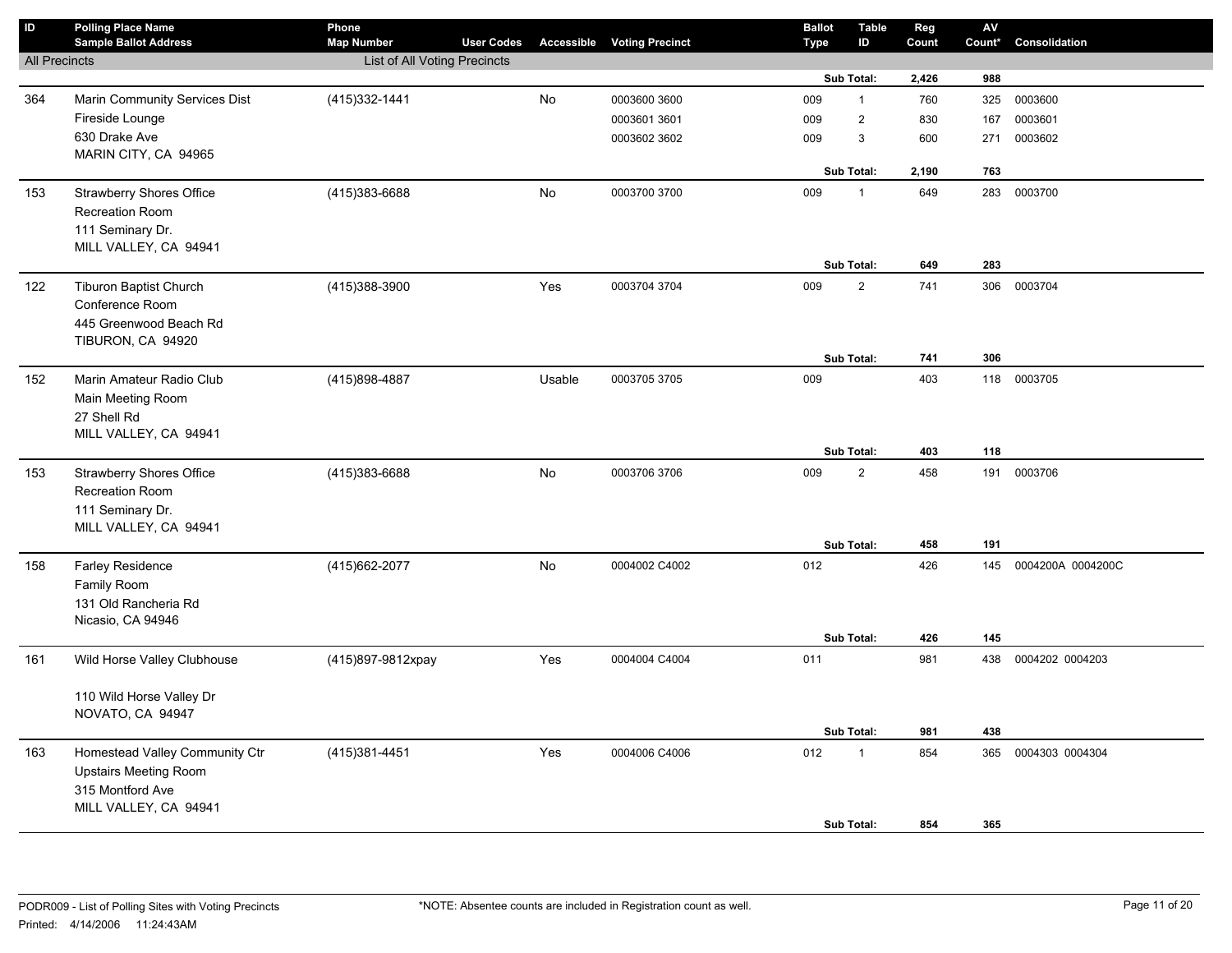| ID | Polling Place Name / Sample Ballot Address | Phone / Map Number | User Codes | Accessible | Voting Precinct | Ballot Type | Table ID | Reg Count | AV Count* | Consolidation |
|---|---|---|---|---|---|---|---|---|---|---|
| All Precincts | | List of All Voting Precincts | | | | | | | | |
| | | | | | | | Sub Total: | 2,426 | 988 | |
| 364 | Marin Community Services Dist | (415)332-1441 | | No | 0003600 3600 | 009 | 1 | 760 | 325 | 0003600 |
| | Fireside Lounge | | | | 0003601 3601 | 009 | 2 | 830 | 167 | 0003601 |
| | 630 Drake Ave | | | | 0003602 3602 | 009 | 3 | 600 | 271 | 0003602 |
| | MARIN CITY, CA 94965 | | | | | | | | | |
| | | | | | | | Sub Total: | 2,190 | 763 | |
| 153 | Strawberry Shores Office | (415)383-6688 | | No | 0003700 3700 | 009 | 1 | 649 | 283 | 0003700 |
| | Recreation Room | | | | | | | | | |
| | 111 Seminary Dr. | | | | | | | | | |
| | MILL VALLEY, CA 94941 | | | | | | | | | |
| | | | | | | | Sub Total: | 649 | 283 | |
| 122 | Tiburon Baptist Church | (415)388-3900 | | Yes | 0003704 3704 | 009 | 2 | 741 | 306 | 0003704 |
| | Conference Room | | | | | | | | | |
| | 445 Greenwood Beach Rd | | | | | | | | | |
| | TIBURON, CA 94920 | | | | | | | | | |
| | | | | | | | Sub Total: | 741 | 306 | |
| 152 | Marin Amateur Radio Club | (415)898-4887 | | Usable | 0003705 3705 | 009 | | 403 | 118 | 0003705 |
| | Main Meeting Room | | | | | | | | | |
| | 27 Shell Rd | | | | | | | | | |
| | MILL VALLEY, CA 94941 | | | | | | | | | |
| | | | | | | | Sub Total: | 403 | 118 | |
| 153 | Strawberry Shores Office | (415)383-6688 | | No | 0003706 3706 | 009 | 2 | 458 | 191 | 0003706 |
| | Recreation Room | | | | | | | | | |
| | 111 Seminary Dr. | | | | | | | | | |
| | MILL VALLEY, CA 94941 | | | | | | | | | |
| | | | | | | | Sub Total: | 458 | 191 | |
| 158 | Farley Residence | (415)662-2077 | | No | 0004002 C4002 | 012 | | 426 | 145 | 0004200A 0004200C |
| | Family Room | | | | | | | | | |
| | 131 Old Rancheria Rd | | | | | | | | | |
| | Nicasio, CA 94946 | | | | | | | | | |
| | | | | | | | Sub Total: | 426 | 145 | |
| 161 | Wild Horse Valley Clubhouse | (415)897-9812xpay | | Yes | 0004004 C4004 | 011 | | 981 | 438 | 0004202 0004203 |
| | 110 Wild Horse Valley Dr | | | | | | | | | |
| | NOVATO, CA 94947 | | | | | | | | | |
| | | | | | | | Sub Total: | 981 | 438 | |
| 163 | Homestead Valley Community Ctr | (415)381-4451 | | Yes | 0004006 C4006 | 012 | 1 | 854 | 365 | 0004303 0004304 |
| | Upstairs Meeting Room | | | | | | | | | |
| | 315 Montford Ave | | | | | | | | | |
| | MILL VALLEY, CA 94941 | | | | | | | | | |
| | | | | | | | Sub Total: | 854 | 365 | |

PODR009 - List of Polling Sites with Voting Precincts

Printed: 4/14/2006 11:24:43AM

*NOTE: Absentee counts are included in Registration count as well.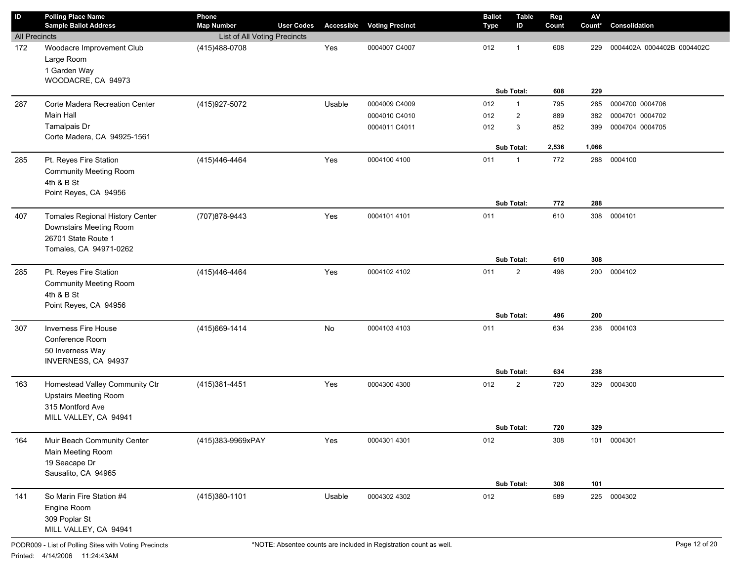| ID | Polling Place Name / Sample Ballot Address | Phone / Map Number | User Codes | Accessible | Voting Precinct | Ballot Type | Table ID | Reg Count | AV Count* | Consolidation |
|---|---|---|---|---|---|---|---|---|---|---|
| All Precincts | | List of All Voting Precincts | | | | | | | | |
| 172 | Woodacre Improvement Club<br>Large Room<br>1 Garden Way<br>WOODACRE, CA 94973 | (415)488-0708 | | Yes | 0004007 C4007 | 012 | 1 | 608 | 229 | 0004402A 0004402B 0004402C |
| | | | | | | | **Sub Total:** | **608** | **229** | |
| 287 | Corte Madera Recreation Center<br>Main Hall<br>Tamalpais Dr<br>Corte Madera, CA 94925-1561 | (415)927-5072 | | Usable | 0004009 C4009 | 012 | 1 | 795 | 285 | 0004700 0004706 |
| | | | | | 0004010 C4010 | 012 | 2 | 889 | 382 | 0004701 0004702 |
| | | | | | 0004011 C4011 | 012 | 3 | 852 | 399 | 0004704 0004705 |
| | | | | | | | **Sub Total:** | **2,536** | **1,066** | |
| 285 | Pt. Reyes Fire Station<br>Community Meeting Room<br>4th & B St<br>Point Reyes, CA 94956 | (415)446-4464 | | Yes | 0004100 4100 | 011 | 1 | 772 | 288 | 0004100 |
| | | | | | | | **Sub Total:** | **772** | **288** | |
| 407 | Tomales Regional History Center<br>Downstairs Meeting Room<br>26701 State Route 1<br>Tomales, CA 94971-0262 | (707)878-9443 | | Yes | 0004101 4101 | 011 | | 610 | 308 | 0004101 |
| | | | | | | | **Sub Total:** | **610** | **308** | |
| 285 | Pt. Reyes Fire Station<br>Community Meeting Room<br>4th & B St<br>Point Reyes, CA 94956 | (415)446-4464 | | Yes | 0004102 4102 | 011 | 2 | 496 | 200 | 0004102 |
| | | | | | | | **Sub Total:** | **496** | **200** | |
| 307 | Inverness Fire House<br>Conference Room<br>50 Inverness Way<br>INVERNESS, CA 94937 | (415)669-1414 | | No | 0004103 4103 | 011 | | 634 | 238 | 0004103 |
| | | | | | | | **Sub Total:** | **634** | **238** | |
| 163 | Homestead Valley Community Ctr<br>Upstairs Meeting Room<br>315 Montford Ave<br>MILL VALLEY, CA 94941 | (415)381-4451 | | Yes | 0004300 4300 | 012 | 2 | 720 | 329 | 0004300 |
| | | | | | | | **Sub Total:** | **720** | **329** | |
| 164 | Muir Beach Community Center<br>Main Meeting Room<br>19 Seacape Dr<br>Sausalito, CA 94965 | (415)383-9969xPAY | | Yes | 0004301 4301 | 012 | | 308 | 101 | 0004301 |
| | | | | | | | **Sub Total:** | **308** | **101** | |
| 141 | So Marin Fire Station #4<br>Engine Room<br>309 Poplar St<br>MILL VALLEY, CA 94941 | (415)380-1101 | | Usable | 0004302 4302 | 012 | | 589 | 225 | 0004302 |

PODR009 - List of Polling Sites with Voting Precincts

Printed: 4/14/2006 11:24:43AM

*NOTE: Absentee counts are included in Registration count as well.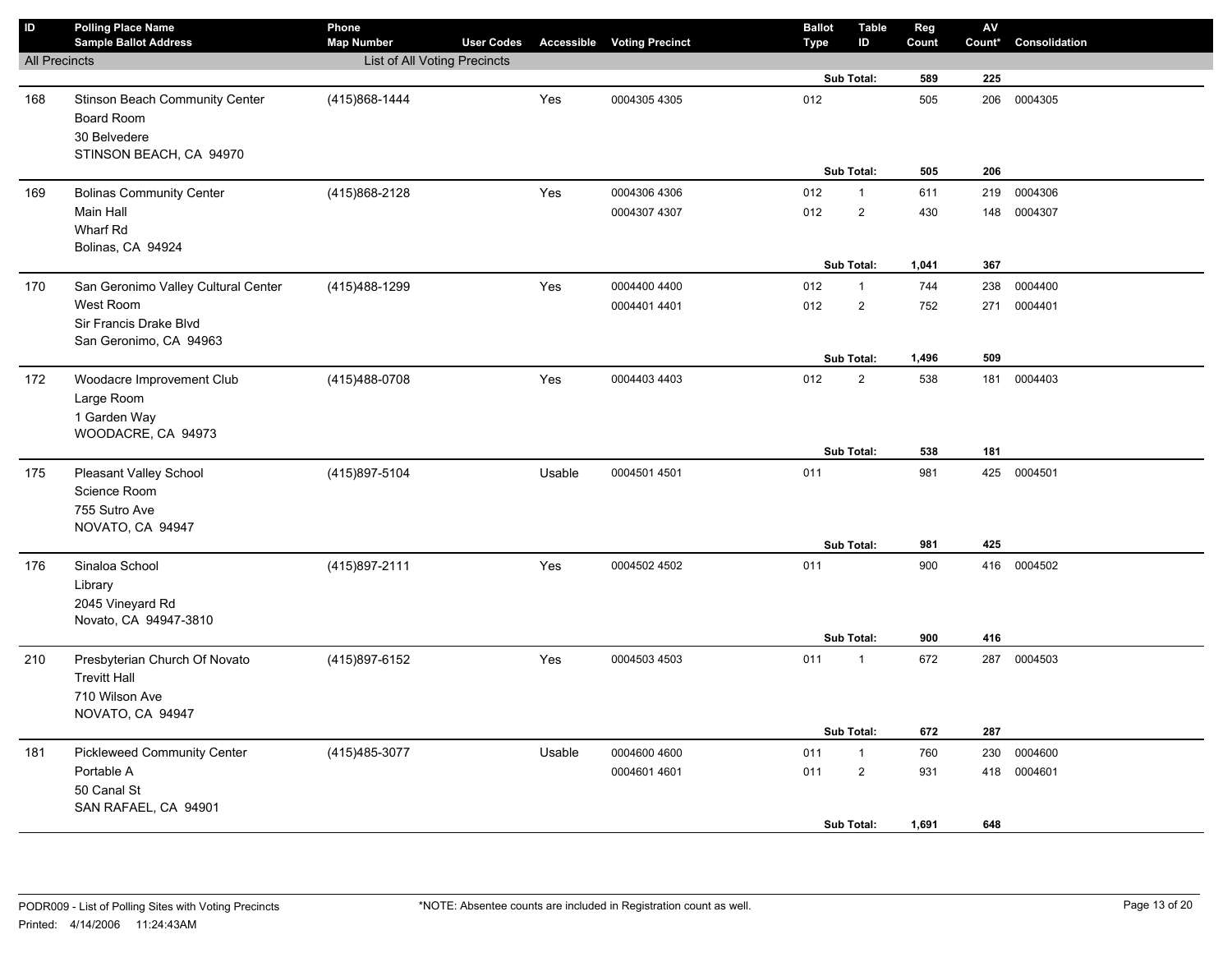| ID | Polling Place Name<br>Sample Ballot Address | Phone<br>Map Number | User Codes | Accessible | Voting Precinct | Ballot Type | Table ID | Reg Count | AV Count* | Consolidation |
|---|---|---|---|---|---|---|---|---|---|---|
| All Precincts | | List of All Voting Precincts | | | | | | | | |
| | | | | | | | Sub Total: | **589** | **225** | |
| 168 | Stinson Beach Community Center<br>Board Room<br>30 Belvedere<br>STINSON BEACH, CA 94970 | (415)868-1444 | | Yes | 0004305 4305 | 012 | | 505 | 206 | 0004305 |
| | | | | | | | Sub Total: | **505** | **206** | |
| 169 | Bolinas Community Center<br>Main Hall<br>Wharf Rd<br>Bolinas, CA 94924 | (415)868-2128 | | Yes | 0004306 4306 | 012 | 1 | 611 | 219 | 0004306 |
| | | | | | 0004307 4307 | 012 | 2 | 430 | 148 | 0004307 |
| | | | | | | | Sub Total: | **1,041** | **367** | |
| 170 | San Geronimo Valley Cultural Center<br>West Room<br>Sir Francis Drake Blvd<br>San Geronimo, CA 94963 | (415)488-1299 | | Yes | 0004400 4400 | 012 | 1 | 744 | 238 | 0004400 |
| | | | | | 0004401 4401 | 012 | 2 | 752 | 271 | 0004401 |
| | | | | | | | Sub Total: | **1,496** | **509** | |
| 172 | Woodacre Improvement Club<br>Large Room<br>1 Garden Way<br>WOODACRE, CA 94973 | (415)488-0708 | | Yes | 0004403 4403 | 012 | 2 | 538 | 181 | 0004403 |
| | | | | | | | Sub Total: | **538** | **181** | |
| 175 | Pleasant Valley School<br>Science Room<br>755 Sutro Ave<br>NOVATO, CA 94947 | (415)897-5104 | | Usable | 0004501 4501 | 011 | | 981 | 425 | 0004501 |
| | | | | | | | Sub Total: | **981** | **425** | |
| 176 | Sinaloa School<br>Library<br>2045 Vineyard Rd<br>Novato, CA 94947-3810 | (415)897-2111 | | Yes | 0004502 4502 | 011 | | 900 | 416 | 0004502 |
| | | | | | | | Sub Total: | **900** | **416** | |
| 210 | Presbyterian Church Of Novato<br>Trevitt Hall<br>710 Wilson Ave<br>NOVATO, CA 94947 | (415)897-6152 | | Yes | 0004503 4503 | 011 | 1 | 672 | 287 | 0004503 |
| | | | | | | | Sub Total: | **672** | **287** | |
| 181 | Pickleweed Community Center<br>Portable A<br>50 Canal St<br>SAN RAFAEL, CA 94901 | (415)485-3077 | | Usable | 0004600 4600 | 011 | 1 | 760 | 230 | 0004600 |
| | | | | | 0004601 4601 | 011 | 2 | 931 | 418 | 0004601 |
| | | | | | | | Sub Total: | **1,691** | **648** | |

PODR009 - List of Polling Sites with Voting Precincts

Printed: 4/14/2006 11:24:43AM

*NOTE: Absentee counts are included in Registration count as well.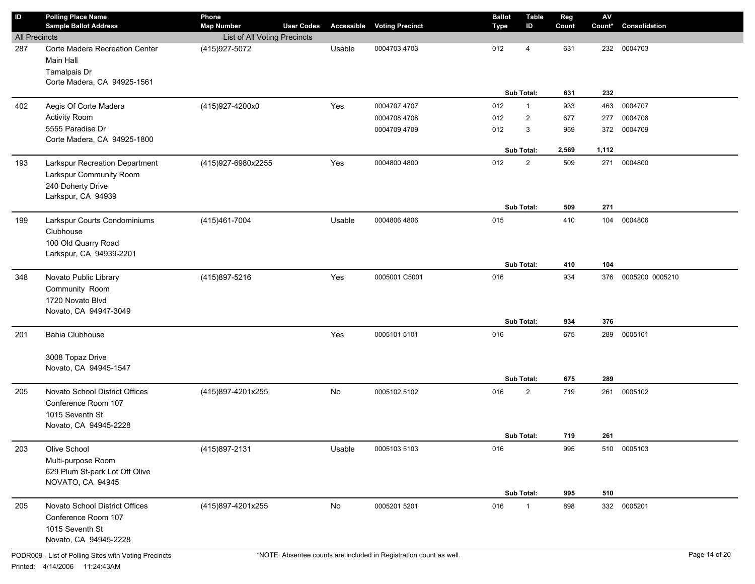| ID | Polling Place Name<br>Sample Ballot Address | Phone<br>Map Number | User Codes | Accessible | Voting Precinct | Ballot Type | Table ID | Reg Count | AV Count* | Consolidation |
|---|---|---|---|---|---|---|---|---|---|---|
| All Precincts | | List of All Voting Precincts | | | | | | | | |
| 287 | Corte Madera Recreation Center<br>Main Hall<br>Tamalpais Dr<br>Corte Madera, CA 94925-1561 | (415)927-5072 | | Usable | 0004703 4703 | 012 | 4 | 631 | 232 | 0004703 |
| | | | | | | | **Sub Total:** | **631** | **232** | |
| 402 | Aegis Of Corte Madera<br>Activity Room<br>5555 Paradise Dr<br>Corte Madera, CA 94925-1800 | (415)927-4200x0 | | Yes | 0004707 4707 | 012 | 1 | 933 | 463 | 0004707 |
| | | | | | 0004708 4708 | 012 | 2 | 677 | 277 | 0004708 |
| | | | | | 0004709 4709 | 012 | 3 | 959 | 372 | 0004709 |
| | | | | | | | **Sub Total:** | **2,569** | **1,112** | |
| 193 | Larkspur Recreation Department<br>Larkspur Community Room<br>240 Doherty Drive<br>Larkspur, CA 94939 | (415)927-6980x2255 | | Yes | 0004800 4800 | 012 | 2 | 509 | 271 | 0004800 |
| | | | | | | | **Sub Total:** | **509** | **271** | |
| 199 | Larkspur Courts Condominiums<br>Clubhouse<br>100 Old Quarry Road<br>Larkspur, CA 94939-2201 | (415)461-7004 | | Usable | 0004806 4806 | 015 | | 410 | 104 | 0004806 |
| | | | | | | | **Sub Total:** | **410** | **104** | |
| 348 | Novato Public Library<br>Community Room<br>1720 Novato Blvd<br>Novato, CA 94947-3049 | (415)897-5216 | | Yes | 0005001 C5001 | 016 | | 934 | 376 | 0005200 0005210 |
| | | | | | | | **Sub Total:** | **934** | **376** | |
| 201 | Bahia Clubhouse<br><br>3008 Topaz Drive<br>Novato, CA 94945-1547 | | | Yes | 0005101 5101 | 016 | | 675 | 289 | 0005101 |
| | | | | | | | **Sub Total:** | **675** | **289** | |
| 205 | Novato School District Offices<br>Conference Room 107<br>1015 Seventh St<br>Novato, CA 94945-2228 | (415)897-4201x255 | | No | 0005102 5102 | 016 | 2 | 719 | 261 | 0005102 |
| | | | | | | | **Sub Total:** | **719** | **261** | |
| 203 | Olive School<br>Multi-purpose Room<br>629 Plum St-park Lot Off Olive<br>NOVATO, CA 94945 | (415)897-2131 | | Usable | 0005103 5103 | 016 | | 995 | 510 | 0005103 |
| | | | | | | | **Sub Total:** | **995** | **510** | |
| 205 | Novato School District Offices<br>Conference Room 107<br>1015 Seventh St<br>Novato, CA 94945-2228 | (415)897-4201x255 | | No | 0005201 5201 | 016 | 1 | 898 | 332 | 0005201 |

PODR009 - List of Polling Sites with Voting Precincts

Printed: 4/14/2006 11:24:43AM

*NOTE: Absentee counts are included in Registration count as well.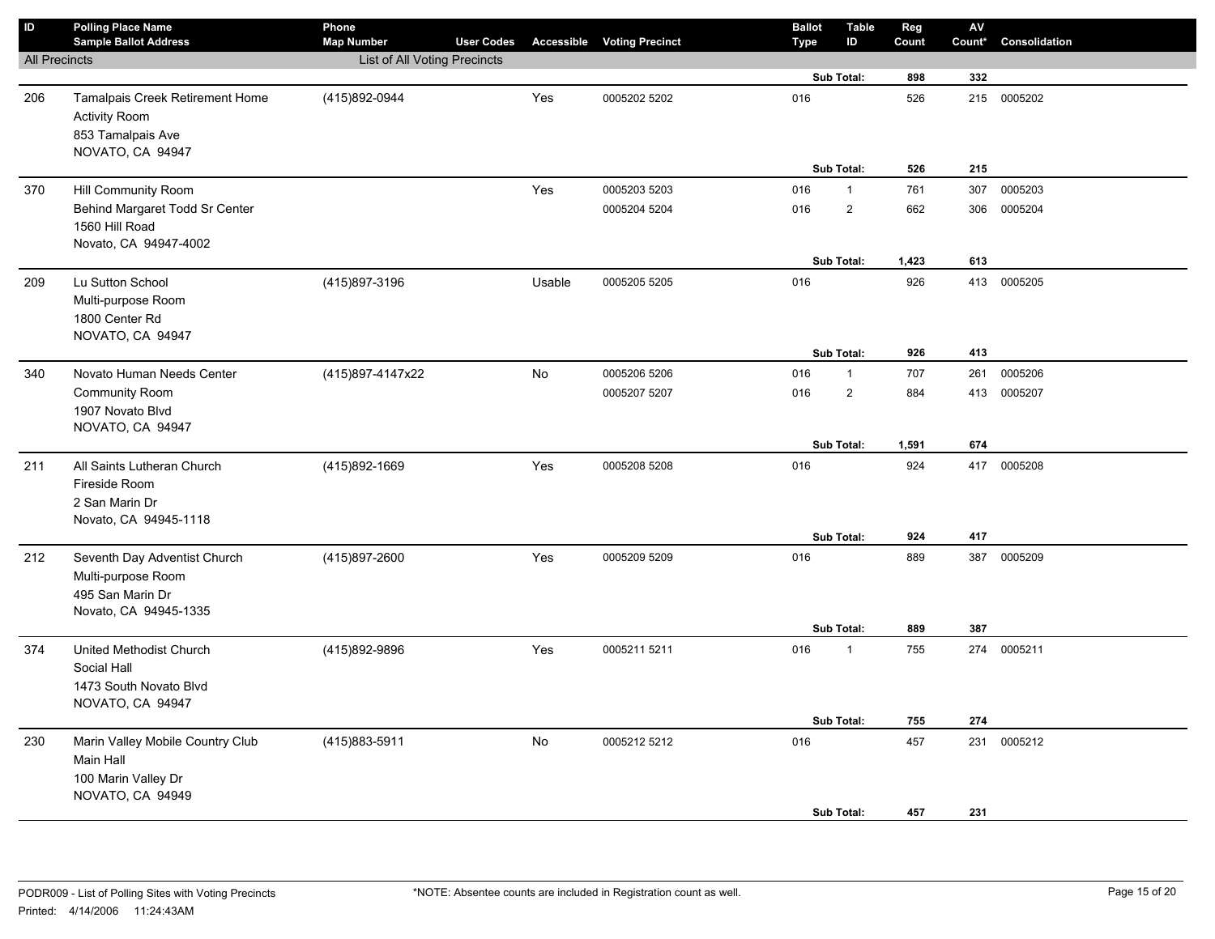| ID | Polling Place Name<br>Sample Ballot Address | Phone<br>Map Number | User Codes | Accessible | Voting Precinct | Ballot Type | Table ID | Reg Count | AV Count* | Consolidation |
|---|---|---|---|---|---|---|---|---|---|---|
| All Precincts | | List of All Voting Precincts | | | | | | | | |
| | | | | | | | **Sub Total:** | **898** | **332** | |
| 206 | Tamalpais Creek Retirement Home<br>Activity Room<br>853 Tamalpais Ave<br>NOVATO, CA 94947 | (415)892-0944 | | Yes | 0005202 5202 | 016 | | 526 | 215 | 0005202 |
| | | | | | | | **Sub Total:** | **526** | **215** | |
| 370 | Hill Community Room<br>Behind Margaret Todd Sr Center<br>1560 Hill Road<br>Novato, CA 94947-4002 | | | Yes | 0005203 5203 | 016 | 1 | 761 | 307 | 0005203 |
| | | | | | 0005204 5204 | 016 | 2 | 662 | 306 | 0005204 |
| | | | | | | | **Sub Total:** | **1,423** | **613** | |
| 209 | Lu Sutton School<br>Multi-purpose Room<br>1800 Center Rd<br>NOVATO, CA 94947 | (415)897-3196 | | Usable | 0005205 5205 | 016 | | 926 | 413 | 0005205 |
| | | | | | | | **Sub Total:** | **926** | **413** | |
| 340 | Novato Human Needs Center<br>Community Room<br>1907 Novato Blvd<br>NOVATO, CA 94947 | (415)897-4147x22 | | No | 0005206 5206 | 016 | 1 | 707 | 261 | 0005206 |
| | | | | | 0005207 5207 | 016 | 2 | 884 | 413 | 0005207 |
| | | | | | | | **Sub Total:** | **1,591** | **674** | |
| 211 | All Saints Lutheran Church<br>Fireside Room<br>2 San Marin Dr<br>Novato, CA 94945-1118 | (415)892-1669 | | Yes | 0005208 5208 | 016 | | 924 | 417 | 0005208 |
| | | | | | | | **Sub Total:** | **924** | **417** | |
| 212 | Seventh Day Adventist Church<br>Multi-purpose Room<br>495 San Marin Dr<br>Novato, CA 94945-1335 | (415)897-2600 | | Yes | 0005209 5209 | 016 | | 889 | 387 | 0005209 |
| | | | | | | | **Sub Total:** | **889** | **387** | |
| 374 | United Methodist Church<br>Social Hall<br>1473 South Novato Blvd<br>NOVATO, CA 94947 | (415)892-9896 | | Yes | 0005211 5211 | 016 | 1 | 755 | 274 | 0005211 |
| | | | | | | | **Sub Total:** | **755** | **274** | |
| 230 | Marin Valley Mobile Country Club<br>Main Hall<br>100 Marin Valley Dr<br>NOVATO, CA 94949 | (415)883-5911 | | No | 0005212 5212 | 016 | | 457 | 231 | 0005212 |
| | | | | | | | **Sub Total:** | **457** | **231** | |

PODR009 - List of Polling Sites with Voting Precincts

Printed: 4/14/2006 11:24:43AM

*NOTE: Absentee counts are included in Registration count as well.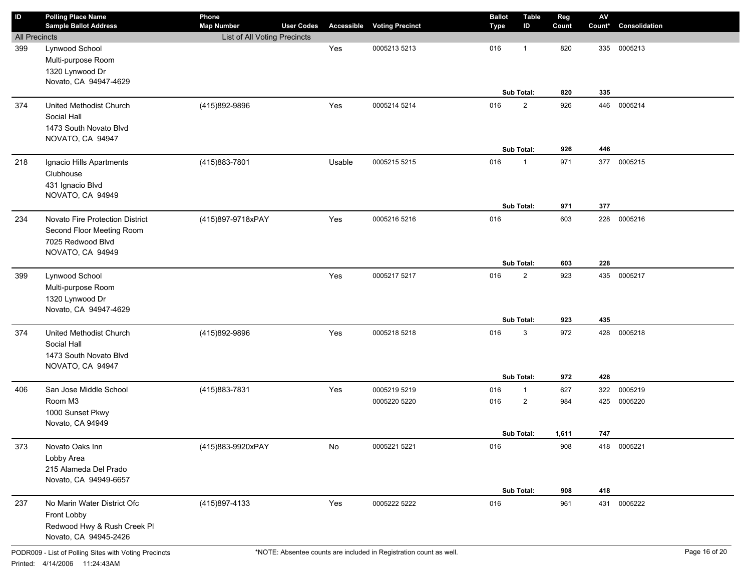| ID | Polling Place Name<br>Sample Ballot Address | Phone<br>Map Number | User Codes | Accessible | Voting Precinct | Ballot Type | Table ID | Reg Count | AV Count* | Consolidation |
|---|---|---|---|---|---|---|---|---|---|---|
| All Precincts | | List of All Voting Precincts | | | | | | | | |
| 399 | Lynwood School<br>Multi-purpose Room<br>1320 Lynwood Dr<br>Novato, CA 94947-4629 | | | Yes | 0005213 5213 | 016 | 1 | 820 | 335 | 0005213 |
| | | | | | | | **Sub Total:** | **820** | **335** | |
| 374 | United Methodist Church<br>Social Hall<br>1473 South Novato Blvd<br>NOVATO, CA 94947 | (415)892-9896 | | Yes | 0005214 5214 | 016 | 2 | 926 | 446 | 0005214 |
| | | | | | | | **Sub Total:** | **926** | **446** | |
| 218 | Ignacio Hills Apartments<br>Clubhouse<br>431 Ignacio Blvd<br>NOVATO, CA 94949 | (415)883-7801 | | Usable | 0005215 5215 | 016 | 1 | 971 | 377 | 0005215 |
| | | | | | | | **Sub Total:** | **971** | **377** | |
| 234 | Novato Fire Protection District<br>Second Floor Meeting Room<br>7025 Redwood Blvd<br>NOVATO, CA 94949 | (415)897-9718xPAY | | Yes | 0005216 5216 | 016 | | 603 | 228 | 0005216 |
| | | | | | | | **Sub Total:** | **603** | **228** | |
| 399 | Lynwood School<br>Multi-purpose Room<br>1320 Lynwood Dr<br>Novato, CA 94947-4629 | | | Yes | 0005217 5217 | 016 | 2 | 923 | 435 | 0005217 |
| | | | | | | | **Sub Total:** | **923** | **435** | |
| 374 | United Methodist Church<br>Social Hall<br>1473 South Novato Blvd<br>NOVATO, CA 94947 | (415)892-9896 | | Yes | 0005218 5218 | 016 | 3 | 972 | 428 | 0005218 |
| | | | | | | | **Sub Total:** | **972** | **428** | |
| 406 | San Jose Middle School<br>Room M3<br>1000 Sunset Pkwy<br>Novato, CA 94949 | (415)883-7831 | | Yes | 0005219 5219 | 016 | 1 | 627 | 322 | 0005219 |
| | | | | | 0005220 5220 | 016 | 2 | 984 | 425 | 0005220 |
| | | | | | | | **Sub Total:** | **1,611** | **747** | |
| 373 | Novato Oaks Inn<br>Lobby Area<br>215 Alameda Del Prado<br>Novato, CA 94949-6657 | (415)883-9920xPAY | | No | 0005221 5221 | 016 | | 908 | 418 | 0005221 |
| | | | | | | | **Sub Total:** | **908** | **418** | |
| 237 | No Marin Water District Ofc<br>Front Lobby<br>Redwood Hwy & Rush Creek Pl<br>Novato, CA 94945-2426 | (415)897-4133 | | Yes | 0005222 5222 | 016 | | 961 | 431 | 0005222 |

PODR009 - List of Polling Sites with Voting Precincts

Printed: 4/14/2006 11:24:43AM

*NOTE: Absentee counts are included in Registration count as well.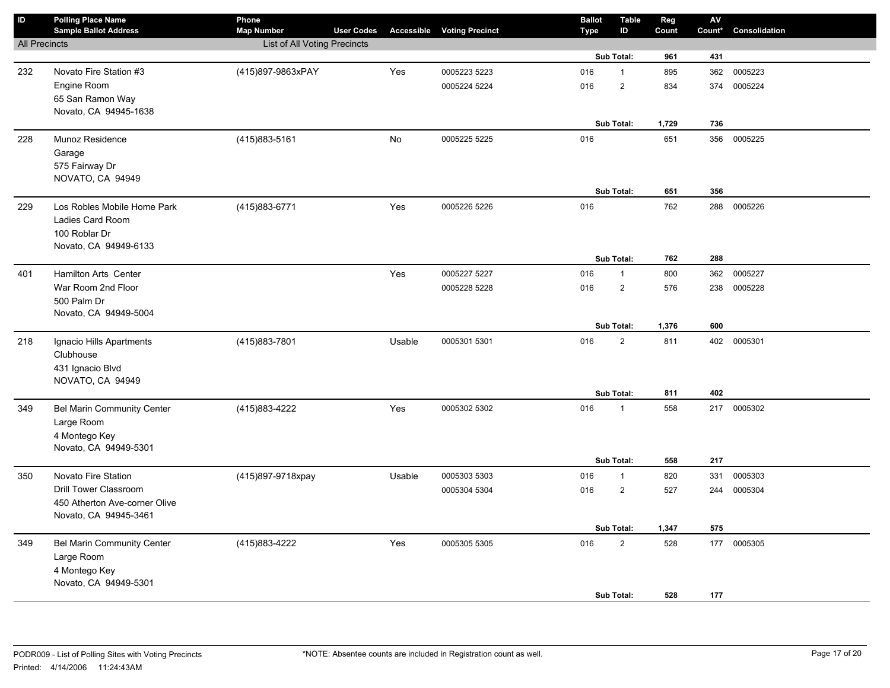| ID | Polling Place Name<br>Sample Ballot Address | Phone<br>Map Number | User Codes | Accessible | Voting Precinct | Ballot Type | Table ID | Reg Count | AV Count* | Consolidation |
|---|---|---|---|---|---|---|---|---|---|---|
| All Precincts | | List of All Voting Precincts | | | | | | | | |
| | | | | | | | **Sub Total:** | **961** | **431** | |
| 232 | Novato Fire Station #3<br>Engine Room<br>65 San Ramon Way<br>Novato, CA 94945-1638 | (415)897-9863xPAY | | Yes | 0005223 5223 | 016 | 1 | 895 | 362 | 0005223 |
| | | | | | 0005224 5224 | 016 | 2 | 834 | 374 | 0005224 |
| | | | | | | | **Sub Total:** | **1,729** | **736** | |
| 228 | Munoz Residence<br>Garage<br>575 Fairway Dr<br>NOVATO, CA 94949 | (415)883-5161 | | No | 0005225 5225 | 016 | | 651 | 356 | 0005225 |
| | | | | | | | **Sub Total:** | **651** | **356** | |
| 229 | Los Robles Mobile Home Park<br>Ladies Card Room<br>100 Roblar Dr<br>Novato, CA 94949-6133 | (415)883-6771 | | Yes | 0005226 5226 | 016 | | 762 | 288 | 0005226 |
| | | | | | | | **Sub Total:** | **762** | **288** | |
| 401 | Hamilton Arts Center<br>War Room 2nd Floor<br>500 Palm Dr<br>Novato, CA 94949-5004 | | | Yes | 0005227 5227 | 016 | 1 | 800 | 362 | 0005227 |
| | | | | | 0005228 5228 | 016 | 2 | 576 | 238 | 0005228 |
| | | | | | | | **Sub Total:** | **1,376** | **600** | |
| 218 | Ignacio Hills Apartments<br>Clubhouse<br>431 Ignacio Blvd<br>NOVATO, CA 94949 | (415)883-7801 | | Usable | 0005301 5301 | 016 | 2 | 811 | 402 | 0005301 |
| | | | | | | | **Sub Total:** | **811** | **402** | |
| 349 | Bel Marin Community Center<br>Large Room<br>4 Montego Key<br>Novato, CA 94949-5301 | (415)883-4222 | | Yes | 0005302 5302 | 016 | 1 | 558 | 217 | 0005302 |
| | | | | | | | **Sub Total:** | **558** | **217** | |
| 350 | Novato Fire Station<br>Drill Tower Classroom<br>450 Atherton Ave-corner Olive<br>Novato, CA 94945-3461 | (415)897-9718xpay | | Usable | 0005303 5303 | 016 | 1 | 820 | 331 | 0005303 |
| | | | | | 0005304 5304 | 016 | 2 | 527 | 244 | 0005304 |
| | | | | | | | **Sub Total:** | **1,347** | **575** | |
| 349 | Bel Marin Community Center<br>Large Room<br>4 Montego Key<br>Novato, CA 94949-5301 | (415)883-4222 | | Yes | 0005305 5305 | 016 | 2 | 528 | 177 | 0005305 |
| | | | | | | | **Sub Total:** | **528** | **177** | |

PODR009 - List of Polling Sites with Voting Precincts
Printed: 4/14/2006 11:24:43AM

*NOTE: Absentee counts are included in Registration count as well.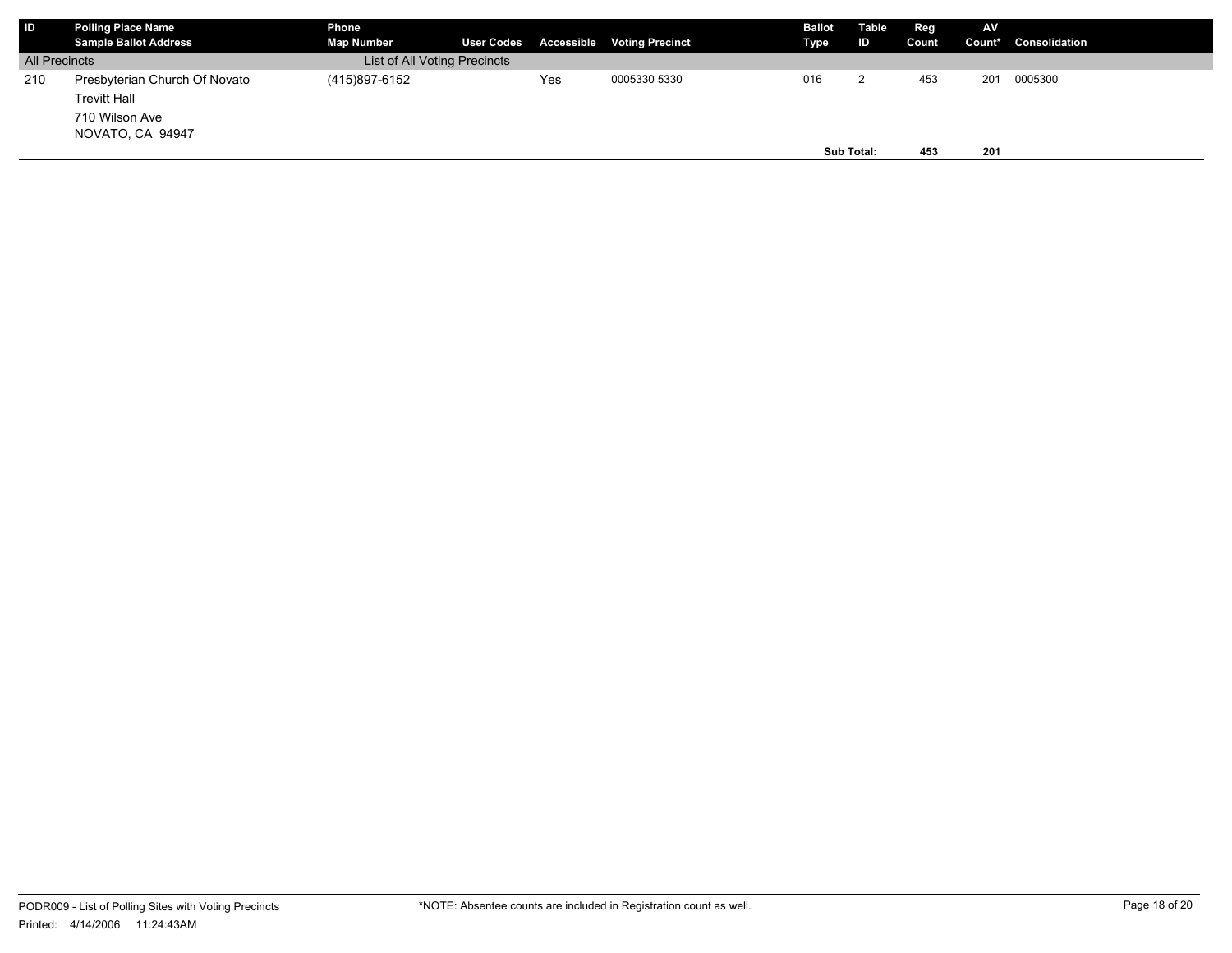| ID | Polling Place Name<br>Sample Ballot Address | Phone<br>Map Number | User Codes | Accessible | Voting Precinct | Ballot Type | Table ID | Reg Count | AV Count* | Consolidation |
|---|---|---|---|---|---|---|---|---|---|---|
| All Precincts | | List of All Voting Precincts | | | | | | | | |
| 210 | Presbyterian Church Of Novato<br>Trevitt Hall<br>710 Wilson Ave<br>NOVATO, CA 94947 | (415)897-6152 | | Yes | 0005330 5330 | 016 | 2 | 453 | 201 | 0005300 |
| | | | | | | | **Sub Total:** | **453** | **201** | |

PODR009 - List of Polling Sites with Voting Precincts
Printed: 4/14/2006 11:24:43AM

*NOTE: Absentee counts are included in Registration count as well.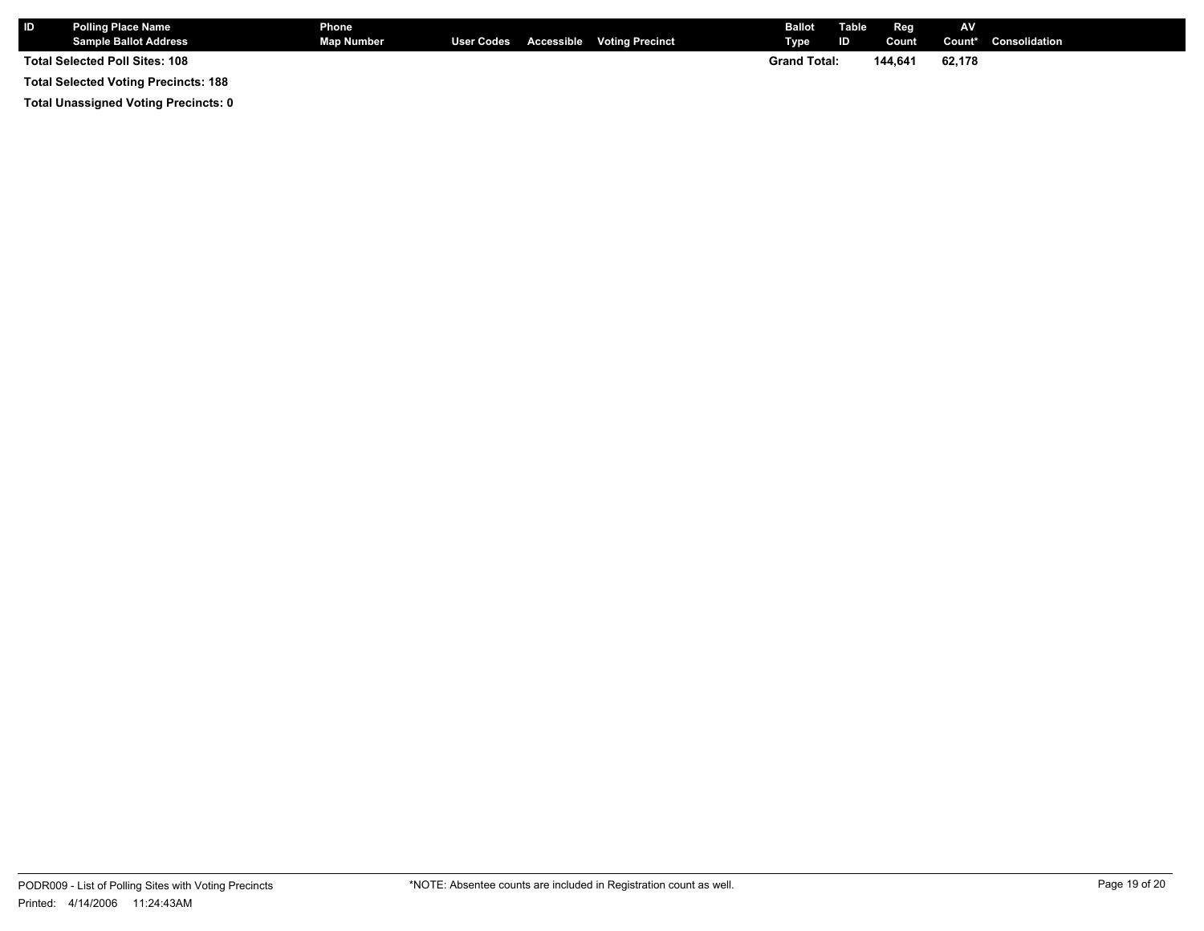| ID | Polling Place Name<br>Sample Ballot Address | Phone<br>Map Number | User Codes | Accessible | Voting Precinct | Ballot Type | Table ID | Reg Count | AV Count* | Consolidation |
|---|---|---|---|---|---|---|---|---|---|---|
| **Total Selected Poll Sites: 108** | | | | | | **Grand Total:** | | **144,641** | **62,178** | |

**Total Selected Voting Precincts: 188**

**Total Unassigned Voting Precincts: 0**

PODR009 - List of Polling Sites with Voting Precincts

Printed: 4/14/2006 11:24:43AM

*NOTE: Absentee counts are included in Registration count as well.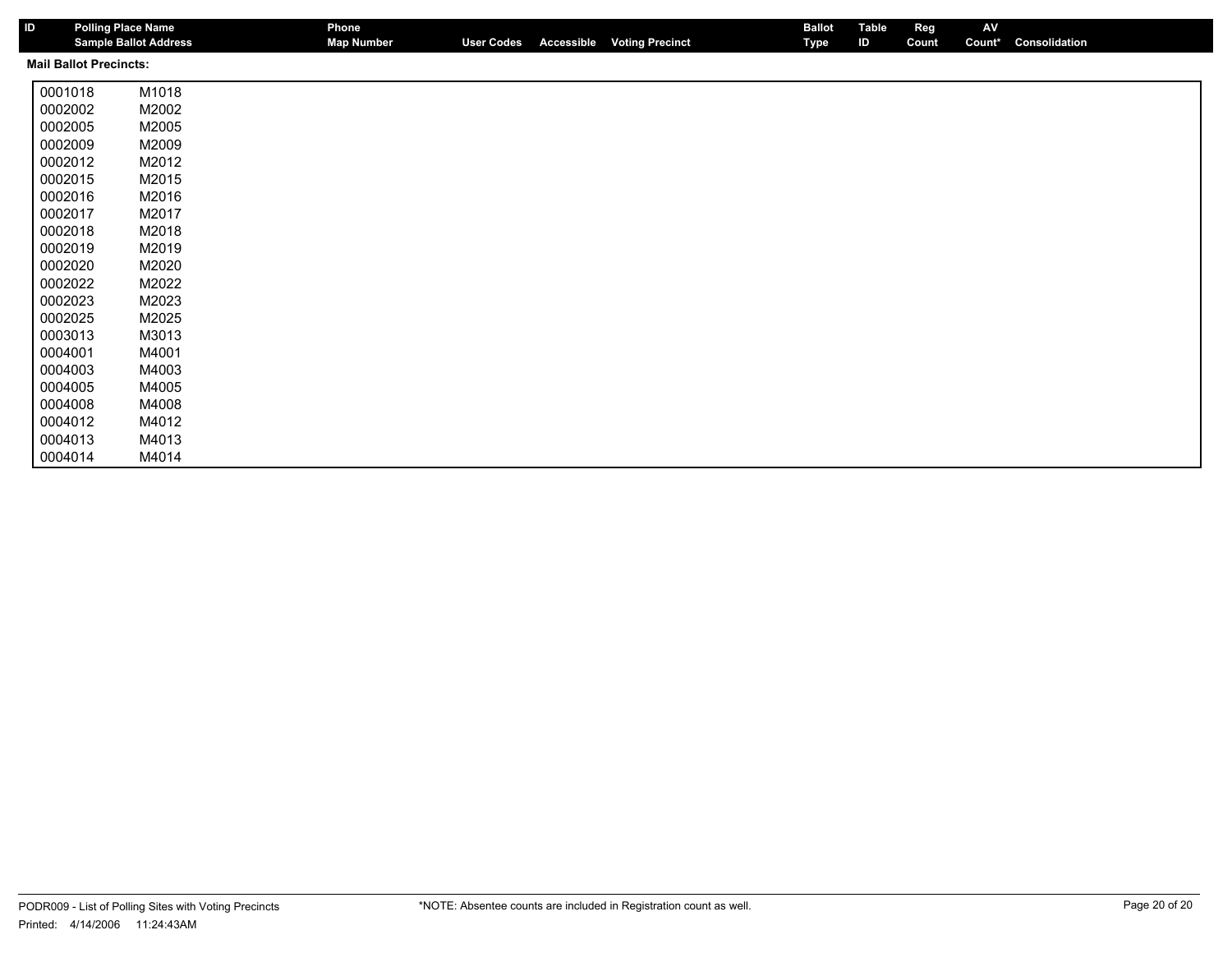| ID | Polling Place Name<br>Sample Ballot Address | Phone<br>Map Number | User Codes | Accessible | Voting Precinct | Ballot Type | Table ID | Reg Count | AV Count* | Consolidation |
|---|---|---|---|---|---|---|---|---|---|---|

**Mail Ballot Precincts:**

| | |
|---|---|
| 0001018 | M1018 |
| 0002002 | M2002 |
| 0002005 | M2005 |
| 0002009 | M2009 |
| 0002012 | M2012 |
| 0002015 | M2015 |
| 0002016 | M2016 |
| 0002017 | M2017 |
| 0002018 | M2018 |
| 0002019 | M2019 |
| 0002020 | M2020 |
| 0002022 | M2022 |
| 0002023 | M2023 |
| 0002025 | M2025 |
| 0003013 | M3013 |
| 0004001 | M4001 |
| 0004003 | M4003 |
| 0004005 | M4005 |
| 0004008 | M4008 |
| 0004012 | M4012 |
| 0004013 | M4013 |
| 0004014 | M4014 |

PODR009 - List of Polling Sites with Voting Precincts

Printed: 4/14/2006 11:24:43AM

*NOTE: Absentee counts are included in Registration count as well.